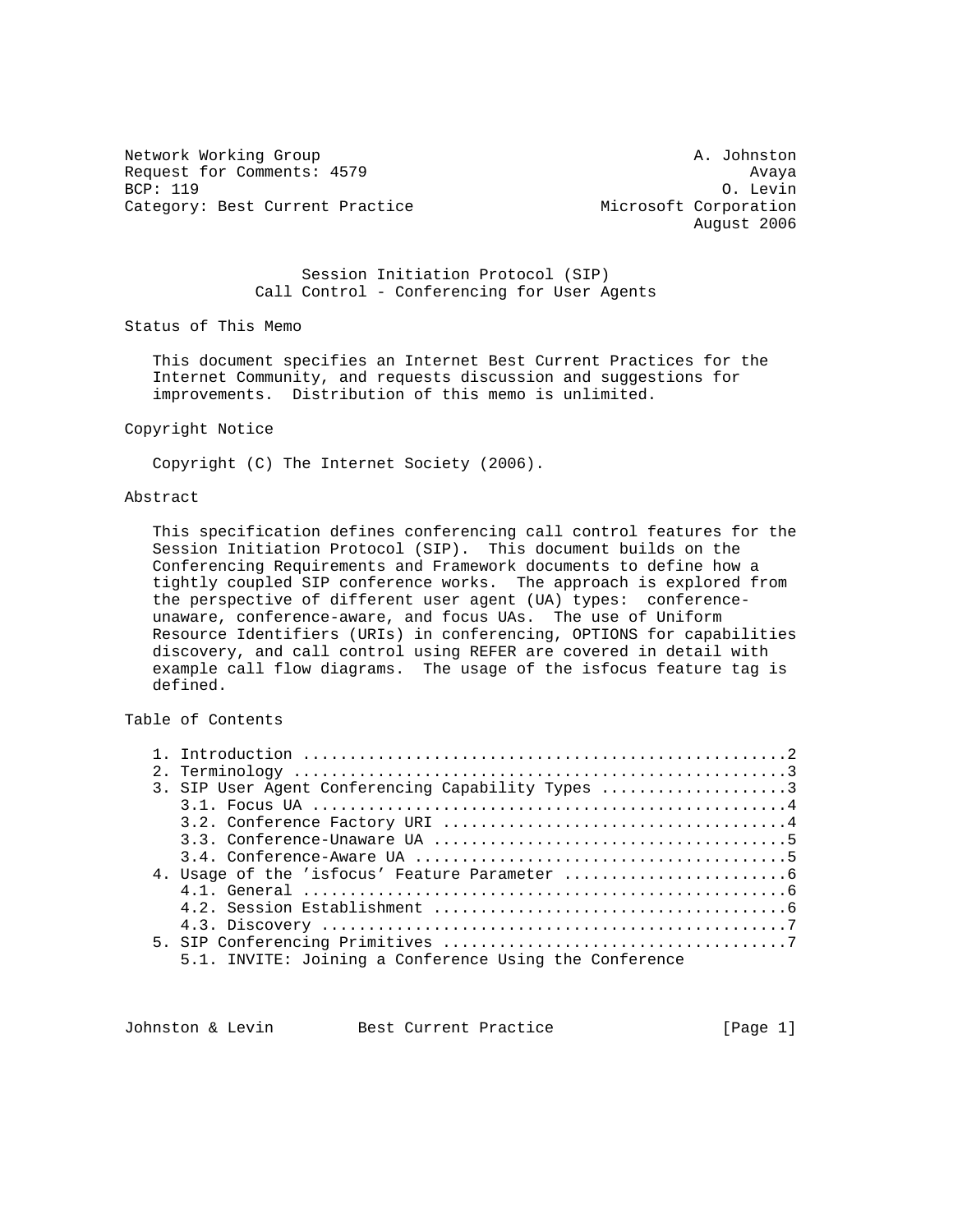Network Working Group                                        A. Johnston
Request for Comments: 4579                                         Avaya
BCP: 119                                                        O. Levin
Category: Best Current Practice                    Microsoft Corporation
                                                             August 2006

# Session Initiation Protocol (SIP) Call Control - Conferencing for User Agents

## Status of This Memo

This document specifies an Internet Best Current Practices for the Internet Community, and requests discussion and suggestions for improvements. Distribution of this memo is unlimited.

## Copyright Notice

Copyright (C) The Internet Society (2006).

## Abstract

This specification defines conferencing call control features for the Session Initiation Protocol (SIP). This document builds on the Conferencing Requirements and Framework documents to define how a tightly coupled SIP conference works. The approach is explored from the perspective of different user agent (UA) types: conference-unaware, conference-aware, and focus UAs. The use of Uniform Resource Identifiers (URIs) in conferencing, OPTIONS for capabilities discovery, and call control using REFER are covered in detail with example call flow diagrams. The usage of the isfocus feature tag is defined.

## Table of Contents

```
   1. Introduction ....................................................2
   2. Terminology .....................................................3
   3. SIP User Agent Conferencing Capability Types ....................3
      3.1. Focus UA ...................................................4
      3.2. Conference Factory URI .....................................4
      3.3. Conference-Unaware UA ......................................5
      3.4. Conference-Aware UA ........................................5
   4. Usage of the 'isfocus' Feature Parameter ........................6
      4.1. General ....................................................6
      4.2. Session Establishment ......................................6
      4.3. Discovery ..................................................7
   5. SIP Conferencing Primitives .....................................7
      5.1. INVITE: Joining a Conference Using the Conference
```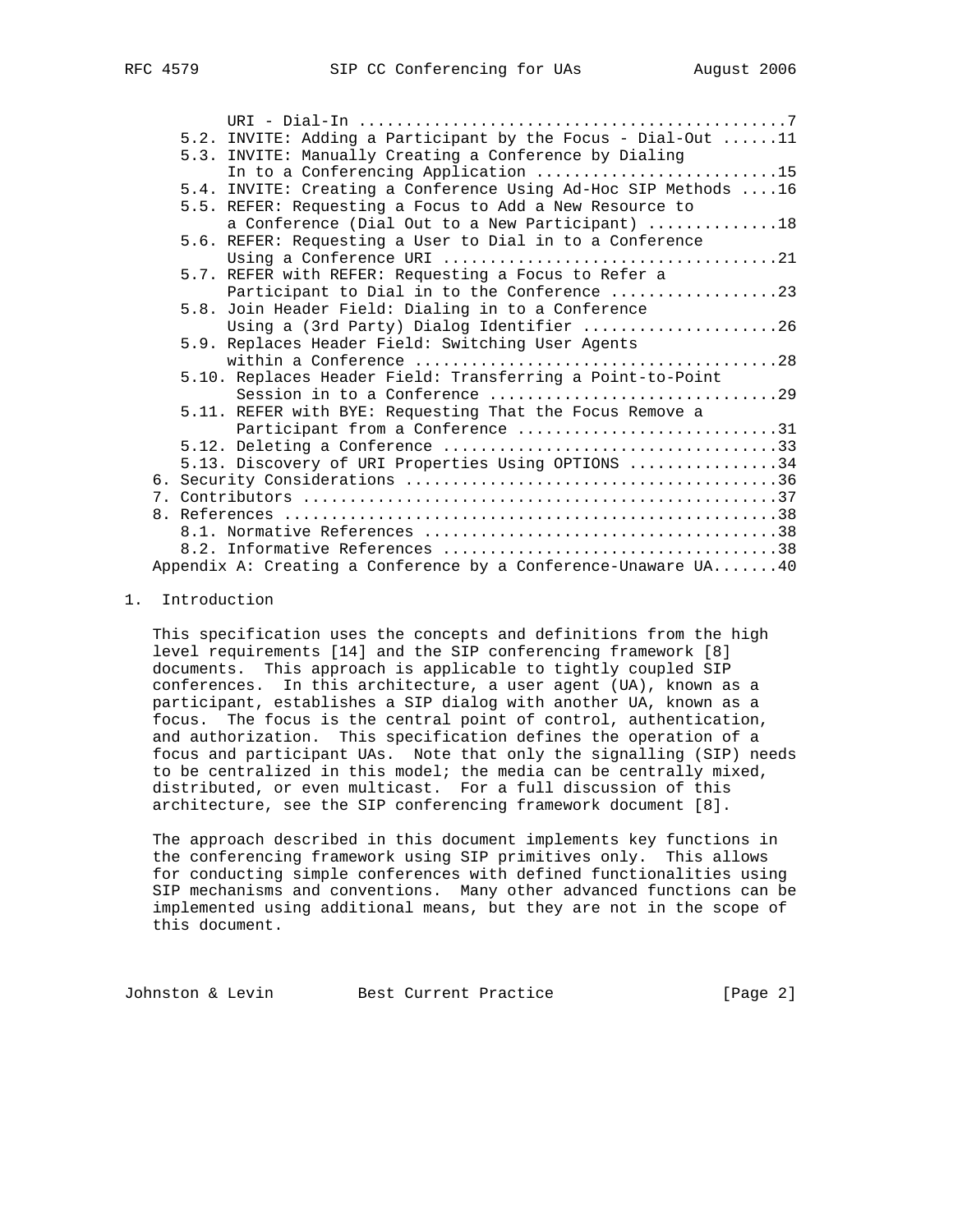URI - Dial-In ..............................................7
   5.2. INVITE: Adding a Participant by the Focus - Dial-Out ......11
   5.3. INVITE: Manually Creating a Conference by Dialing
        In to a Conferencing Application ..........................15
   5.4. INVITE: Creating a Conference Using Ad-Hoc SIP Methods ....16
   5.5. REFER: Requesting a Focus to Add a New Resource to
        a Conference (Dial Out to a New Participant) .............18
   5.6. REFER: Requesting a User to Dial in to a Conference
        Using a Conference URI ....................................21
   5.7. REFER with REFER: Requesting a Focus to Refer a
        Participant to Dial in to the Conference ..................23
   5.8. Join Header Field: Dialing in to a Conference
        Using a (3rd Party) Dialog Identifier .....................26
   5.9. Replaces Header Field: Switching User Agents
        within a Conference .......................................28
   5.10. Replaces Header Field: Transferring a Point-to-Point
         Session in to a Conference ...............................29
   5.11. REFER with BYE: Requesting That the Focus Remove a
         Participant from a Conference ............................31
   5.12. Deleting a Conference ....................................33
   5.13. Discovery of URI Properties Using OPTIONS ................34
6. Security Considerations ........................................36
7. Contributors ...................................................37
8. References .....................................................38
   8.1. Normative References ......................................38
   8.2. Informative References ....................................38
Appendix A: Creating a Conference by a Conference-Unaware UA.......40

## 1. Introduction

This specification uses the concepts and definitions from the high level requirements [14] and the SIP conferencing framework [8] documents. This approach is applicable to tightly coupled SIP conferences. In this architecture, a user agent (UA), known as a participant, establishes a SIP dialog with another UA, known as a focus. The focus is the central point of control, authentication, and authorization. This specification defines the operation of a focus and participant UAs. Note that only the signalling (SIP) needs to be centralized in this model; the media can be centrally mixed, distributed, or even multicast. For a full discussion of this architecture, see the SIP conferencing framework document [8].

The approach described in this document implements key functions in the conferencing framework using SIP primitives only. This allows for conducting simple conferences with defined functionalities using SIP mechanisms and conventions. Many other advanced functions can be implemented using additional means, but they are not in the scope of this document.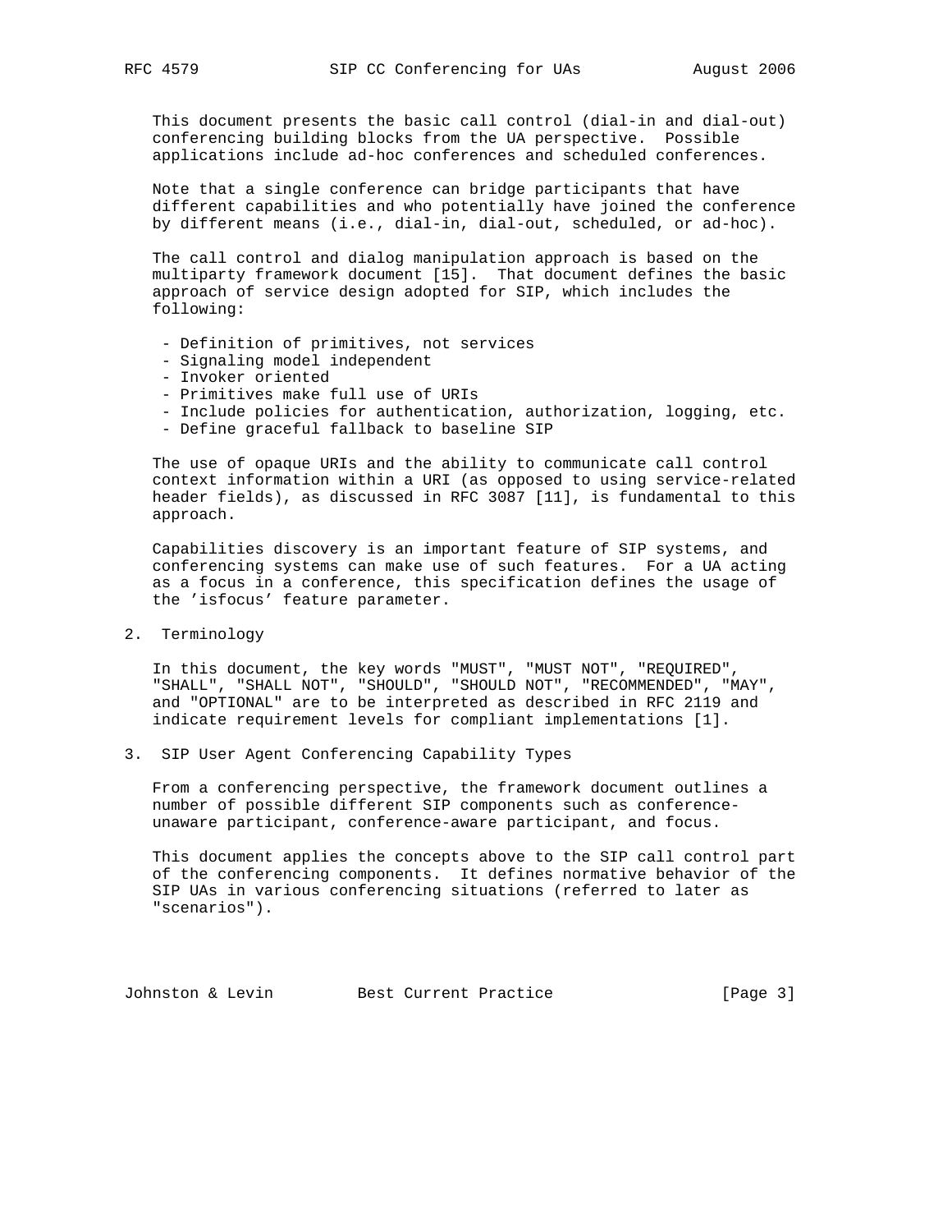This document presents the basic call control (dial-in and dial-out) conferencing building blocks from the UA perspective. Possible applications include ad-hoc conferences and scheduled conferences.

Note that a single conference can bridge participants that have different capabilities and who potentially have joined the conference by different means (i.e., dial-in, dial-out, scheduled, or ad-hoc).

The call control and dialog manipulation approach is based on the multiparty framework document [15]. That document defines the basic approach of service design adopted for SIP, which includes the following:

- Definition of primitives, not services
- Signaling model independent
- Invoker oriented
- Primitives make full use of URIs
- Include policies for authentication, authorization, logging, etc.
- Define graceful fallback to baseline SIP

The use of opaque URIs and the ability to communicate call control context information within a URI (as opposed to using service-related header fields), as discussed in RFC 3087 [11], is fundamental to this approach.

Capabilities discovery is an important feature of SIP systems, and conferencing systems can make use of such features. For a UA acting as a focus in a conference, this specification defines the usage of the 'isfocus' feature parameter.

## 2. Terminology

In this document, the key words "MUST", "MUST NOT", "REQUIRED", "SHALL", "SHALL NOT", "SHOULD", "SHOULD NOT", "RECOMMENDED", "MAY", and "OPTIONAL" are to be interpreted as described in RFC 2119 and indicate requirement levels for compliant implementations [1].

## 3. SIP User Agent Conferencing Capability Types

From a conferencing perspective, the framework document outlines a number of possible different SIP components such as conference-unaware participant, conference-aware participant, and focus.

This document applies the concepts above to the SIP call control part of the conferencing components. It defines normative behavior of the SIP UAs in various conferencing situations (referred to later as "scenarios").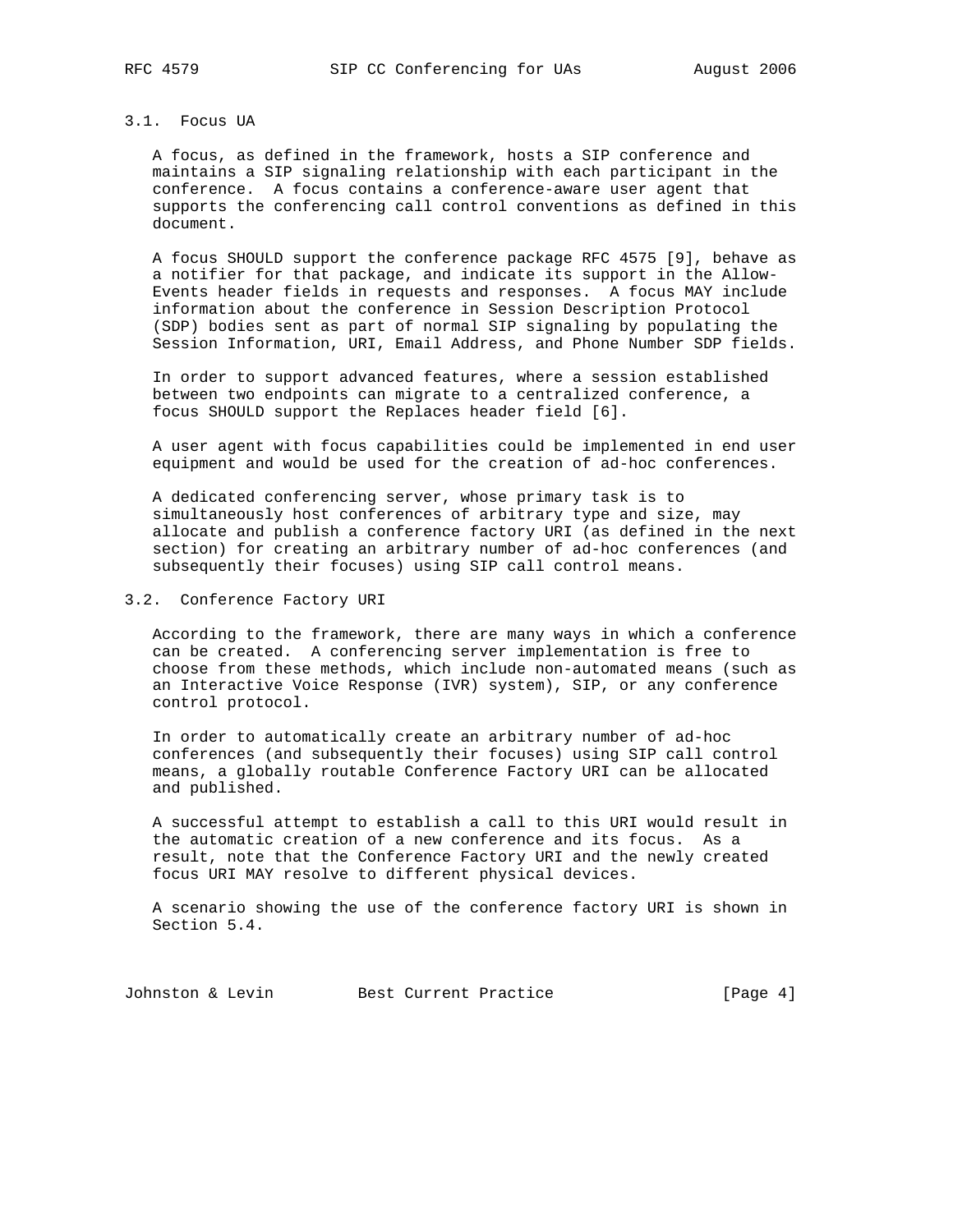### 3.1. Focus UA

A focus, as defined in the framework, hosts a SIP conference and maintains a SIP signaling relationship with each participant in the conference. A focus contains a conference-aware user agent that supports the conferencing call control conventions as defined in this document.

A focus SHOULD support the conference package RFC 4575 [9], behave as a notifier for that package, and indicate its support in the Allow-Events header fields in requests and responses. A focus MAY include information about the conference in Session Description Protocol (SDP) bodies sent as part of normal SIP signaling by populating the Session Information, URI, Email Address, and Phone Number SDP fields.

In order to support advanced features, where a session established between two endpoints can migrate to a centralized conference, a focus SHOULD support the Replaces header field [6].

A user agent with focus capabilities could be implemented in end user equipment and would be used for the creation of ad-hoc conferences.

A dedicated conferencing server, whose primary task is to simultaneously host conferences of arbitrary type and size, may allocate and publish a conference factory URI (as defined in the next section) for creating an arbitrary number of ad-hoc conferences (and subsequently their focuses) using SIP call control means.

### 3.2. Conference Factory URI

According to the framework, there are many ways in which a conference can be created. A conferencing server implementation is free to choose from these methods, which include non-automated means (such as an Interactive Voice Response (IVR) system), SIP, or any conference control protocol.

In order to automatically create an arbitrary number of ad-hoc conferences (and subsequently their focuses) using SIP call control means, a globally routable Conference Factory URI can be allocated and published.

A successful attempt to establish a call to this URI would result in the automatic creation of a new conference and its focus. As a result, note that the Conference Factory URI and the newly created focus URI MAY resolve to different physical devices.

A scenario showing the use of the conference factory URI is shown in Section 5.4.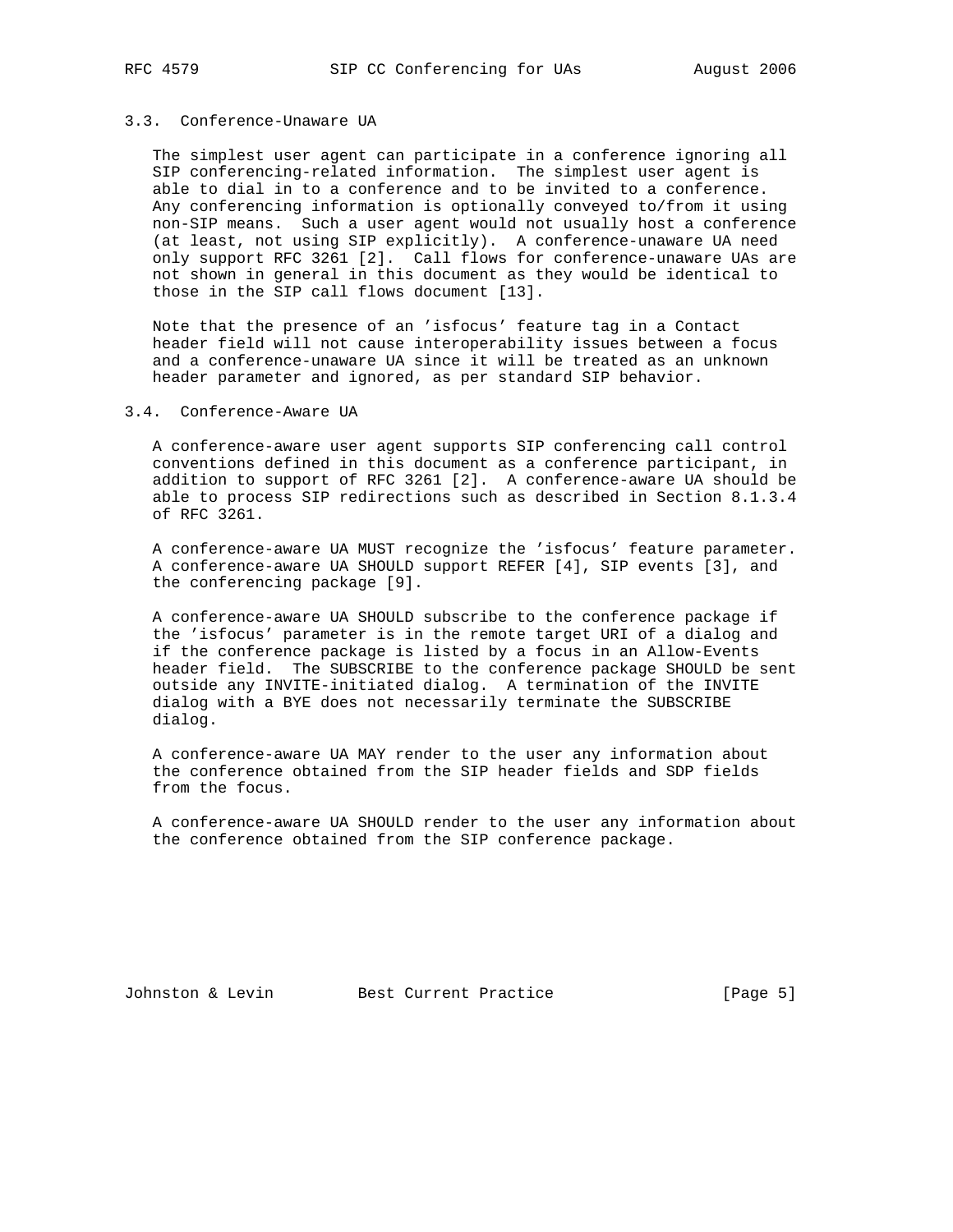### 3.3. Conference-Unaware UA

The simplest user agent can participate in a conference ignoring all SIP conferencing-related information. The simplest user agent is able to dial in to a conference and to be invited to a conference. Any conferencing information is optionally conveyed to/from it using non-SIP means. Such a user agent would not usually host a conference (at least, not using SIP explicitly). A conference-unaware UA need only support RFC 3261 [2]. Call flows for conference-unaware UAs are not shown in general in this document as they would be identical to those in the SIP call flows document [13].

Note that the presence of an 'isfocus' feature tag in a Contact header field will not cause interoperability issues between a focus and a conference-unaware UA since it will be treated as an unknown header parameter and ignored, as per standard SIP behavior.

### 3.4. Conference-Aware UA

A conference-aware user agent supports SIP conferencing call control conventions defined in this document as a conference participant, in addition to support of RFC 3261 [2]. A conference-aware UA should be able to process SIP redirections such as described in Section 8.1.3.4 of RFC 3261.

A conference-aware UA MUST recognize the 'isfocus' feature parameter. A conference-aware UA SHOULD support REFER [4], SIP events [3], and the conferencing package [9].

A conference-aware UA SHOULD subscribe to the conference package if the 'isfocus' parameter is in the remote target URI of a dialog and if the conference package is listed by a focus in an Allow-Events header field. The SUBSCRIBE to the conference package SHOULD be sent outside any INVITE-initiated dialog. A termination of the INVITE dialog with a BYE does not necessarily terminate the SUBSCRIBE dialog.

A conference-aware UA MAY render to the user any information about the conference obtained from the SIP header fields and SDP fields from the focus.

A conference-aware UA SHOULD render to the user any information about the conference obtained from the SIP conference package.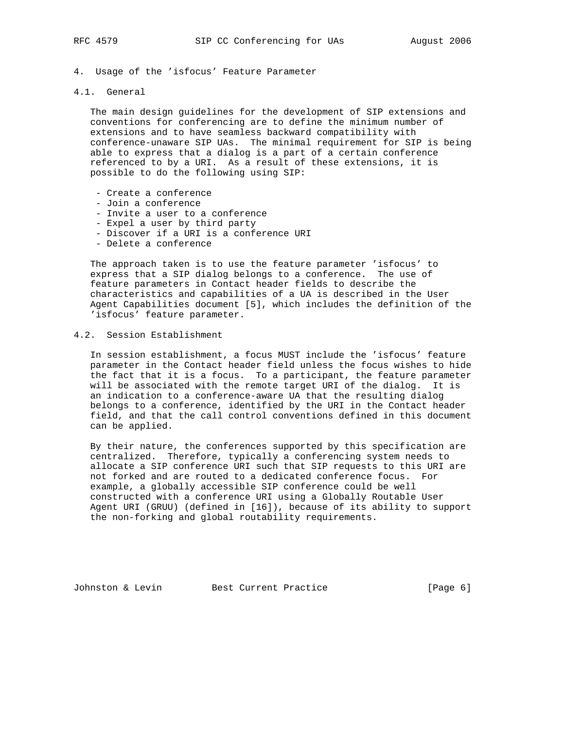## 4. Usage of the 'isfocus' Feature Parameter

### 4.1. General

The main design guidelines for the development of SIP extensions and conventions for conferencing are to define the minimum number of extensions and to have seamless backward compatibility with conference-unaware SIP UAs. The minimal requirement for SIP is being able to express that a dialog is a part of a certain conference referenced to by a URI. As a result of these extensions, it is possible to do the following using SIP:

- Create a conference
- Join a conference
- Invite a user to a conference
- Expel a user by third party
- Discover if a URI is a conference URI
- Delete a conference

The approach taken is to use the feature parameter 'isfocus' to express that a SIP dialog belongs to a conference. The use of feature parameters in Contact header fields to describe the characteristics and capabilities of a UA is described in the User Agent Capabilities document [5], which includes the definition of the 'isfocus' feature parameter.

### 4.2. Session Establishment

In session establishment, a focus MUST include the 'isfocus' feature parameter in the Contact header field unless the focus wishes to hide the fact that it is a focus. To a participant, the feature parameter will be associated with the remote target URI of the dialog. It is an indication to a conference-aware UA that the resulting dialog belongs to a conference, identified by the URI in the Contact header field, and that the call control conventions defined in this document can be applied.

By their nature, the conferences supported by this specification are centralized. Therefore, typically a conferencing system needs to allocate a SIP conference URI such that SIP requests to this URI are not forked and are routed to a dedicated conference focus. For example, a globally accessible SIP conference could be well constructed with a conference URI using a Globally Routable User Agent URI (GRUU) (defined in [16]), because of its ability to support the non-forking and global routability requirements.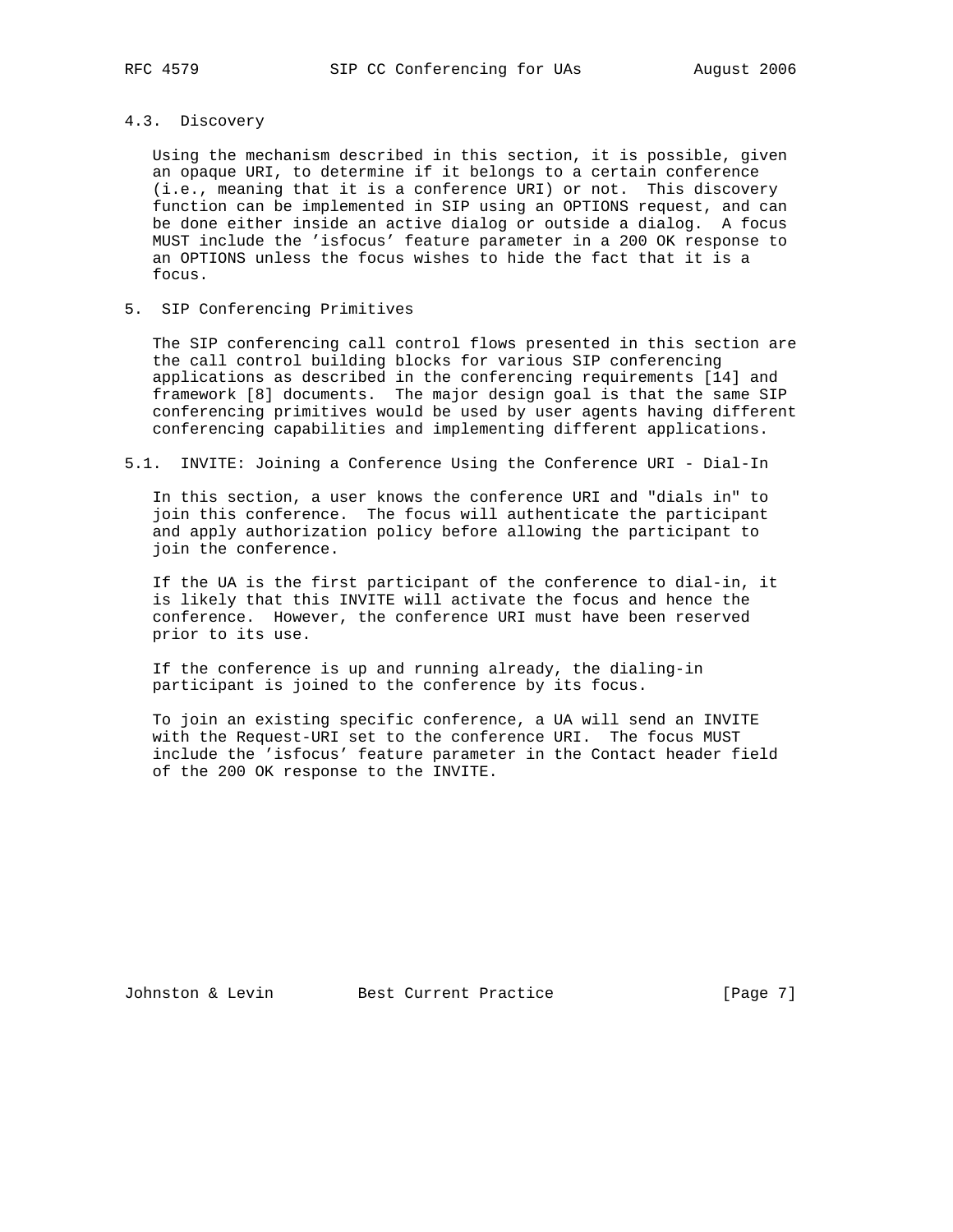### 4.3. Discovery

Using the mechanism described in this section, it is possible, given an opaque URI, to determine if it belongs to a certain conference (i.e., meaning that it is a conference URI) or not. This discovery function can be implemented in SIP using an OPTIONS request, and can be done either inside an active dialog or outside a dialog. A focus MUST include the 'isfocus' feature parameter in a 200 OK response to an OPTIONS unless the focus wishes to hide the fact that it is a focus.

## 5. SIP Conferencing Primitives

The SIP conferencing call control flows presented in this section are the call control building blocks for various SIP conferencing applications as described in the conferencing requirements [14] and framework [8] documents. The major design goal is that the same SIP conferencing primitives would be used by user agents having different conferencing capabilities and implementing different applications.

### 5.1. INVITE: Joining a Conference Using the Conference URI - Dial-In

In this section, a user knows the conference URI and "dials in" to join this conference. The focus will authenticate the participant and apply authorization policy before allowing the participant to join the conference.

If the UA is the first participant of the conference to dial-in, it is likely that this INVITE will activate the focus and hence the conference. However, the conference URI must have been reserved prior to its use.

If the conference is up and running already, the dialing-in participant is joined to the conference by its focus.

To join an existing specific conference, a UA will send an INVITE with the Request-URI set to the conference URI. The focus MUST include the 'isfocus' feature parameter in the Contact header field of the 200 OK response to the INVITE.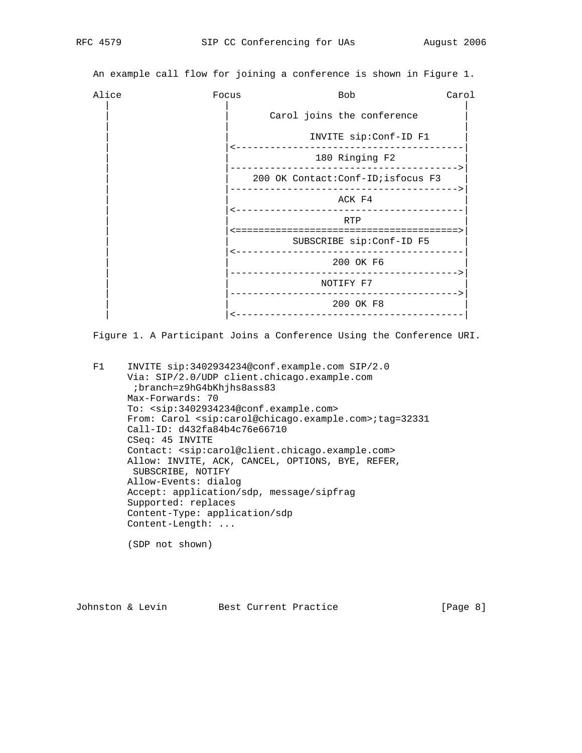An example call flow for joining a conference is shown in Figure 1.

```
Alice                Focus                Bob               Carol
  |                    |                                      |
  |                    |       Carol joins the conference     |
  |                    |                                      |
  |                    |             INVITE sip:Conf-ID F1    |
  |                    |<-------------------------------------|
  |                    |              180 Ringing F2          |
  |                    |------------------------------------->|
  |                    |    200 OK Contact:Conf-ID;isfocus F3 |
  |                    |------------------------------------->|
  |                    |                  ACK F4              |
  |                    |<-------------------------------------|
  |                    |                   RTP                |
  |                    |<====================================>|
  |                    |          SUBSCRIBE sip:Conf-ID F5    |
  |                    |<-------------------------------------|
  |                    |                 200 OK F6            |
  |                    |------------------------------------->|
  |                    |                 NOTIFY F7            |
  |                    |------------------------------------->|
  |                    |                 200 OK F8            |
  |                    |<-------------------------------------|
```

Figure 1. A Participant Joins a Conference Using the Conference URI.

```
F1    INVITE sip:3402934234@conf.example.com SIP/2.0
      Via: SIP/2.0/UDP client.chicago.example.com
       ;branch=z9hG4bKhjhs8ass83
      Max-Forwards: 70
      To: <sip:3402934234@conf.example.com>
      From: Carol <sip:carol@chicago.example.com>;tag=32331
      Call-ID: d432fa84b4c76e66710
      CSeq: 45 INVITE
      Contact: <sip:carol@client.chicago.example.com>
      Allow: INVITE, ACK, CANCEL, OPTIONS, BYE, REFER,
       SUBSCRIBE, NOTIFY
      Allow-Events: dialog
      Accept: application/sdp, message/sipfrag
      Supported: replaces
      Content-Type: application/sdp
      Content-Length: ...

      (SDP not shown)
```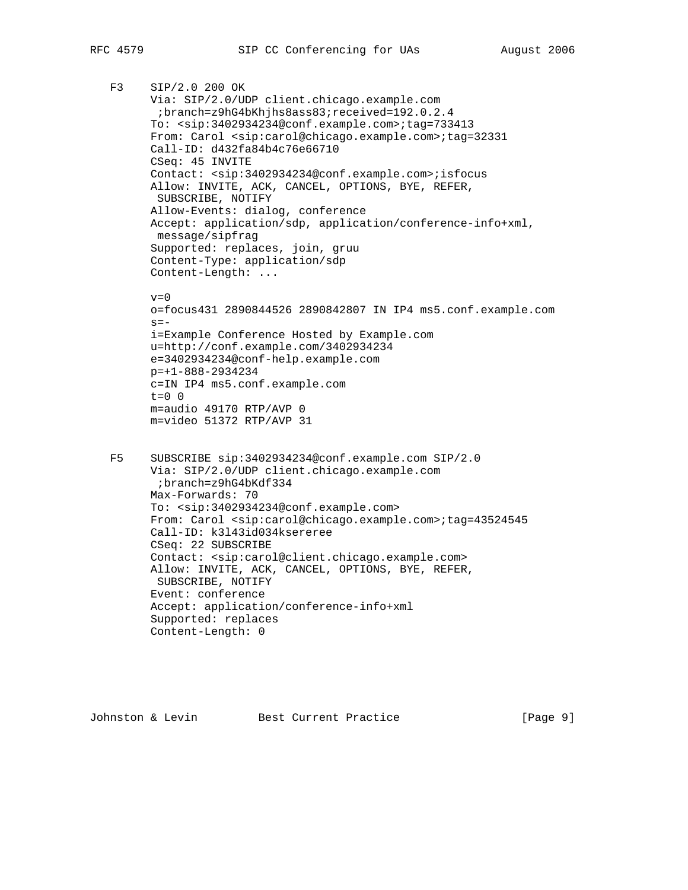```
F3     SIP/2.0 200 OK
       Via: SIP/2.0/UDP client.chicago.example.com
        ;branch=z9hG4bKhjhs8ass83;received=192.0.2.4
       To: <sip:3402934234@conf.example.com>;tag=733413
       From: Carol <sip:carol@chicago.example.com>;tag=32331
       Call-ID: d432fa84b4c76e66710
       CSeq: 45 INVITE
       Contact: <sip:3402934234@conf.example.com>;isfocus
       Allow: INVITE, ACK, CANCEL, OPTIONS, BYE, REFER,
        SUBSCRIBE, NOTIFY
       Allow-Events: dialog, conference
       Accept: application/sdp, application/conference-info+xml,
        message/sipfrag
       Supported: replaces, join, gruu
       Content-Type: application/sdp
       Content-Length: ...

       v=0
       o=focus431 2890844526 2890842807 IN IP4 ms5.conf.example.com
       s=-
       i=Example Conference Hosted by Example.com
       u=http://conf.example.com/3402934234
       e=3402934234@conf-help.example.com
       p=+1-888-2934234
       c=IN IP4 ms5.conf.example.com
       t=0 0
       m=audio 49170 RTP/AVP 0
       m=video 51372 RTP/AVP 31


F5     SUBSCRIBE sip:3402934234@conf.example.com SIP/2.0
       Via: SIP/2.0/UDP client.chicago.example.com
        ;branch=z9hG4bKdf334
       Max-Forwards: 70
       To: <sip:3402934234@conf.example.com>
       From: Carol <sip:carol@chicago.example.com>;tag=43524545
       Call-ID: k3l43id034ksereree
       CSeq: 22 SUBSCRIBE
       Contact: <sip:carol@client.chicago.example.com>
       Allow: INVITE, ACK, CANCEL, OPTIONS, BYE, REFER,
        SUBSCRIBE, NOTIFY
       Event: conference
       Accept: application/conference-info+xml
       Supported: replaces
       Content-Length: 0
```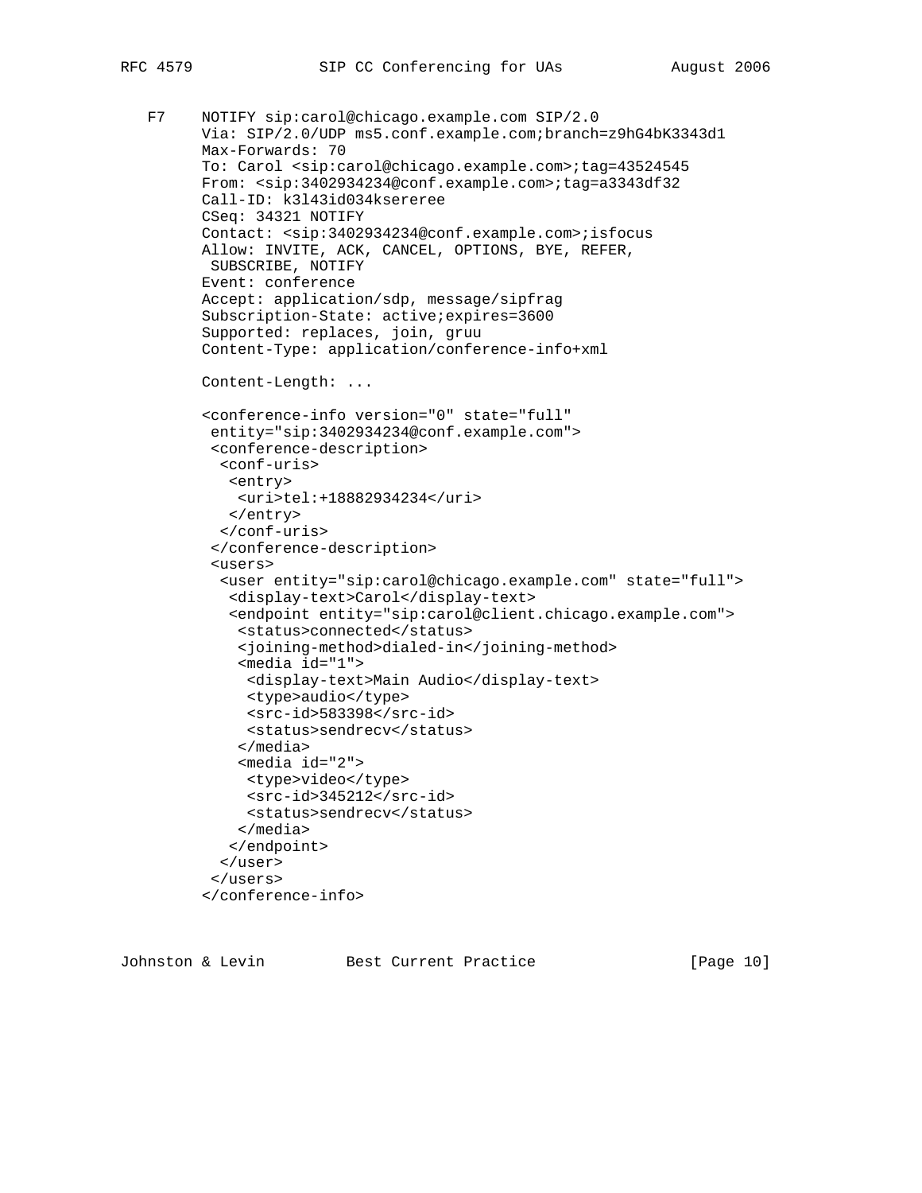```
F7    NOTIFY sip:carol@chicago.example.com SIP/2.0
      Via: SIP/2.0/UDP ms5.conf.example.com;branch=z9hG4bK3343d1
      Max-Forwards: 70
      To: Carol <sip:carol@chicago.example.com>;tag=43524545
      From: <sip:3402934234@conf.example.com>;tag=a3343df32
      Call-ID: k3l43id034ksereree
      CSeq: 34321 NOTIFY
      Contact: <sip:3402934234@conf.example.com>;isfocus
      Allow: INVITE, ACK, CANCEL, OPTIONS, BYE, REFER,
       SUBSCRIBE, NOTIFY
      Event: conference
      Accept: application/sdp, message/sipfrag
      Subscription-State: active;expires=3600
      Supported: replaces, join, gruu
      Content-Type: application/conference-info+xml

      Content-Length: ...

      <conference-info version="0" state="full"
       entity="sip:3402934234@conf.example.com">
       <conference-description>
        <conf-uris>
         <entry>
          <uri>tel:+18882934234</uri>
         </entry>
        </conf-uris>
       </conference-description>
       <users>
        <user entity="sip:carol@chicago.example.com" state="full">
         <display-text>Carol</display-text>
         <endpoint entity="sip:carol@client.chicago.example.com">
          <status>connected</status>
          <joining-method>dialed-in</joining-method>
          <media id="1">
           <display-text>Main Audio</display-text>
           <type>audio</type>
           <src-id>583398</src-id>
           <status>sendrecv</status>
          </media>
          <media id="2">
           <type>video</type>
           <src-id>345212</src-id>
           <status>sendrecv</status>
          </media>
         </endpoint>
        </user>
       </users>
      </conference-info>
```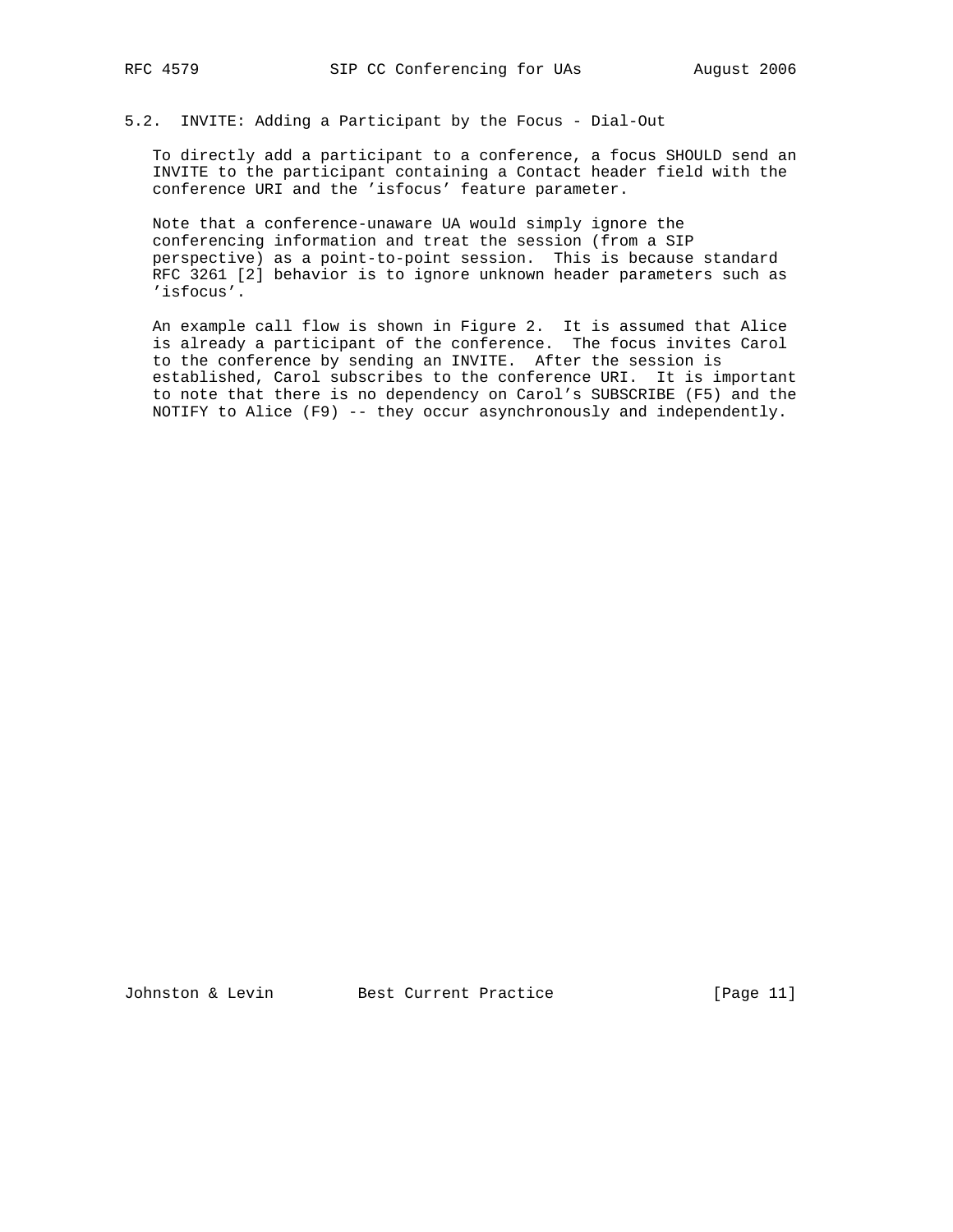## 5.2. INVITE: Adding a Participant by the Focus - Dial-Out

To directly add a participant to a conference, a focus SHOULD send an INVITE to the participant containing a Contact header field with the conference URI and the 'isfocus' feature parameter.

Note that a conference-unaware UA would simply ignore the conferencing information and treat the session (from a SIP perspective) as a point-to-point session. This is because standard RFC 3261 [2] behavior is to ignore unknown header parameters such as 'isfocus'.

An example call flow is shown in Figure 2. It is assumed that Alice is already a participant of the conference. The focus invites Carol to the conference by sending an INVITE. After the session is established, Carol subscribes to the conference URI. It is important to note that there is no dependency on Carol's SUBSCRIBE (F5) and the NOTIFY to Alice (F9) -- they occur asynchronously and independently.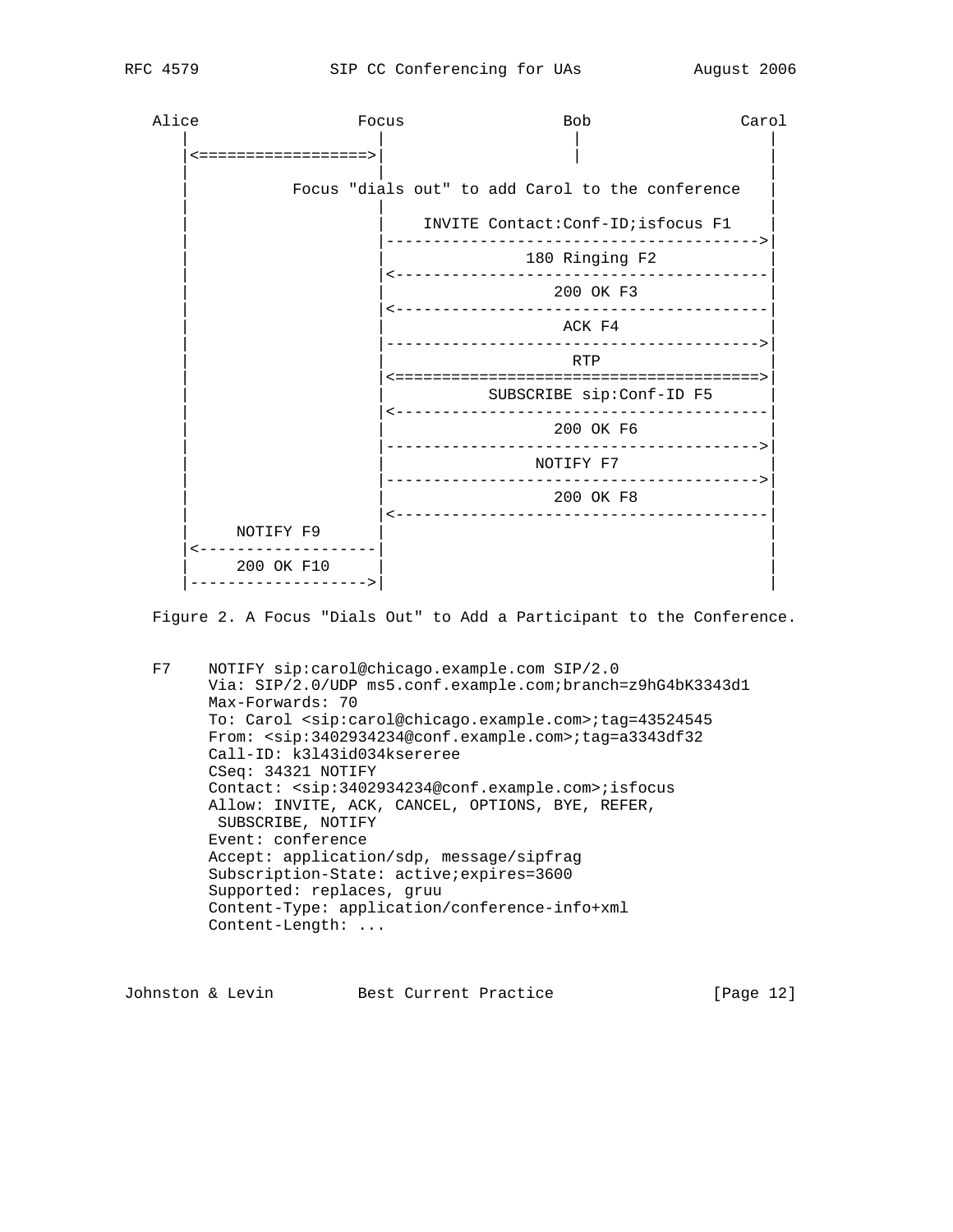```
   Alice                 Focus                Bob             Carol
     |                     |                   |                 |
     |<==================>|                   |                 |
     |                     |                                     |
     |           Focus "dials out" to add Carol to the conference   |
     |                     |                                     |
     |                     |    INVITE Contact:Conf-ID;isfocus F1    |
     |                     |---------------------------------------->|
     |                     |              180 Ringing F2              |
     |                     |<----------------------------------------|
     |                     |                 200 OK F3                |
     |                     |<----------------------------------------|
     |                     |                  ACK F4                  |
     |                     |---------------------------------------->|
     |                     |                   RTP                    |
     |                     |<=======================================>|
     |                     |          SUBSCRIBE sip:Conf-ID F5        |
     |                     |<----------------------------------------|
     |                     |                 200 OK F6                |
     |                     |---------------------------------------->|
     |                     |                NOTIFY F7                 |
     |                     |---------------------------------------->|
     |                     |                 200 OK F8                |
     |                     |<----------------------------------------|
     |      NOTIFY F9      |                                         |
     |<--------------------|                                         |
     |      200 OK F10     |                                         |
     |-------------------->|                                         |
```

Figure 2. A Focus "Dials Out" to Add a Participant to the Conference.

```
F7    NOTIFY sip:carol@chicago.example.com SIP/2.0
      Via: SIP/2.0/UDP ms5.conf.example.com;branch=z9hG4bK3343d1
      Max-Forwards: 70
      To: Carol <sip:carol@chicago.example.com>;tag=43524545
      From: <sip:3402934234@conf.example.com>;tag=a3343df32
      Call-ID: k3l43id034ksereree
      CSeq: 34321 NOTIFY
      Contact: <sip:3402934234@conf.example.com>;isfocus
      Allow: INVITE, ACK, CANCEL, OPTIONS, BYE, REFER,
       SUBSCRIBE, NOTIFY
      Event: conference
      Accept: application/sdp, message/sipfrag
      Subscription-State: active;expires=3600
      Supported: replaces, gruu
      Content-Type: application/conference-info+xml
      Content-Length: ...
```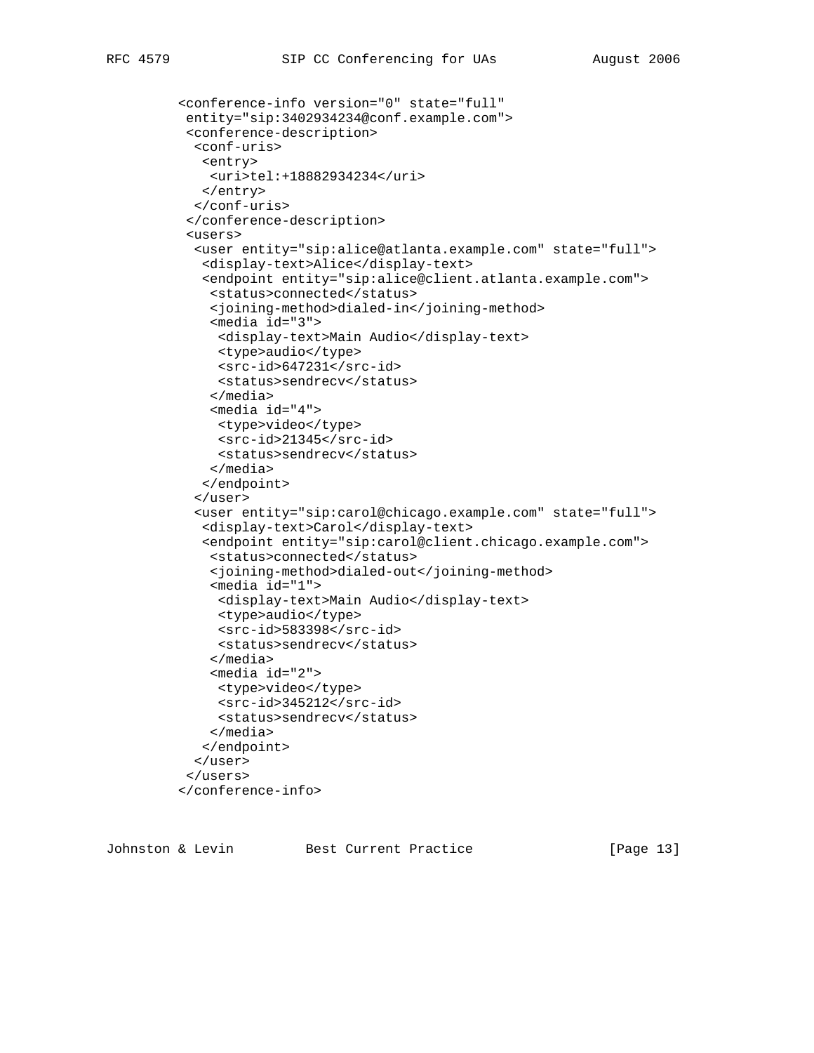```
<conference-info version="0" state="full"
 entity="sip:3402934234@conf.example.com">
 <conference-description>
  <conf-uris>
   <entry>
    <uri>tel:+18882934234</uri>
   </entry>
  </conf-uris>
 </conference-description>
 <users>
  <user entity="sip:alice@atlanta.example.com" state="full">
   <display-text>Alice</display-text>
   <endpoint entity="sip:alice@client.atlanta.example.com">
    <status>connected</status>
    <joining-method>dialed-in</joining-method>
    <media id="3">
     <display-text>Main Audio</display-text>
     <type>audio</type>
     <src-id>647231</src-id>
     <status>sendrecv</status>
    </media>
    <media id="4">
     <type>video</type>
     <src-id>21345</src-id>
     <status>sendrecv</status>
    </media>
   </endpoint>
  </user>
  <user entity="sip:carol@chicago.example.com" state="full">
   <display-text>Carol</display-text>
   <endpoint entity="sip:carol@client.chicago.example.com">
    <status>connected</status>
    <joining-method>dialed-out</joining-method>
    <media id="1">
     <display-text>Main Audio</display-text>
     <type>audio</type>
     <src-id>583398</src-id>
     <status>sendrecv</status>
    </media>
    <media id="2">
     <type>video</type>
     <src-id>345212</src-id>
     <status>sendrecv</status>
    </media>
   </endpoint>
  </user>
 </users>
</conference-info>
```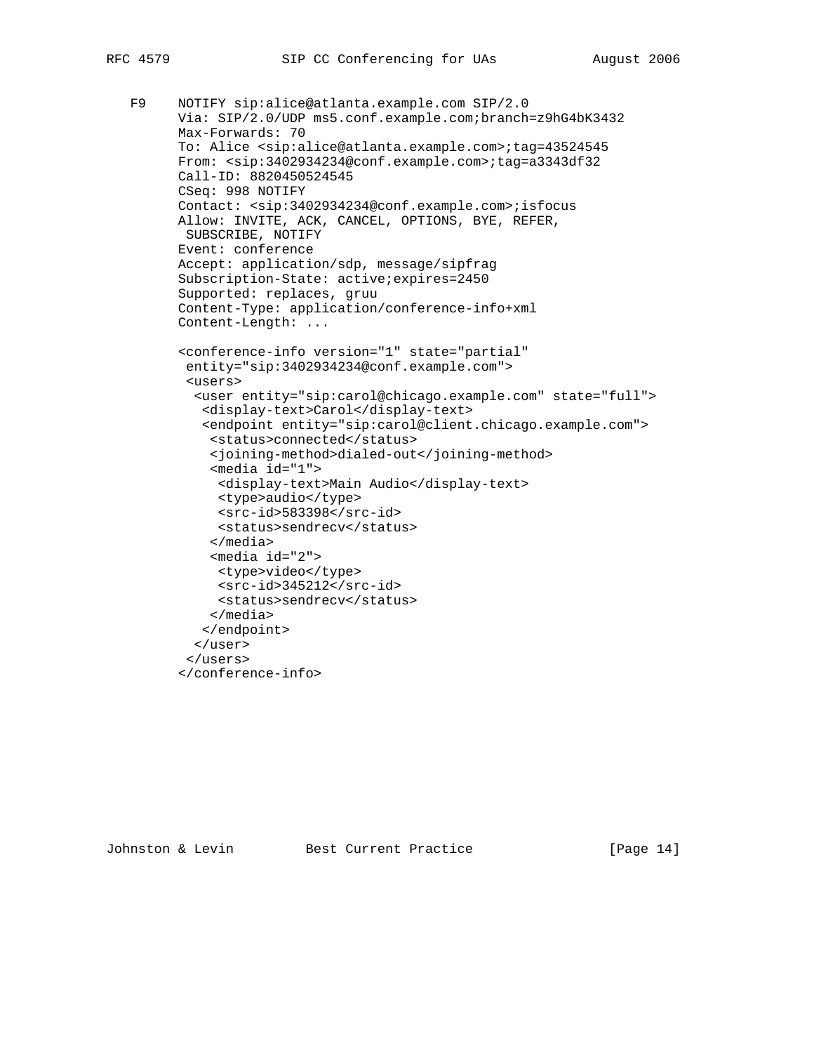```
F9     NOTIFY sip:alice@atlanta.example.com SIP/2.0
       Via: SIP/2.0/UDP ms5.conf.example.com;branch=z9hG4bK3432
       Max-Forwards: 70
       To: Alice <sip:alice@atlanta.example.com>;tag=43524545
       From: <sip:3402934234@conf.example.com>;tag=a3343df32
       Call-ID: 8820450524545
       CSeq: 998 NOTIFY
       Contact: <sip:3402934234@conf.example.com>;isfocus
       Allow: INVITE, ACK, CANCEL, OPTIONS, BYE, REFER,
        SUBSCRIBE, NOTIFY
       Event: conference
       Accept: application/sdp, message/sipfrag
       Subscription-State: active;expires=2450
       Supported: replaces, gruu
       Content-Type: application/conference-info+xml
       Content-Length: ...

       <conference-info version="1" state="partial"
        entity="sip:3402934234@conf.example.com">
        <users>
         <user entity="sip:carol@chicago.example.com" state="full">
          <display-text>Carol</display-text>
          <endpoint entity="sip:carol@client.chicago.example.com">
           <status>connected</status>
           <joining-method>dialed-out</joining-method>
           <media id="1">
            <display-text>Main Audio</display-text>
            <type>audio</type>
            <src-id>583398</src-id>
            <status>sendrecv</status>
           </media>
           <media id="2">
            <type>video</type>
            <src-id>345212</src-id>
            <status>sendrecv</status>
           </media>
          </endpoint>
         </user>
        </users>
       </conference-info>
```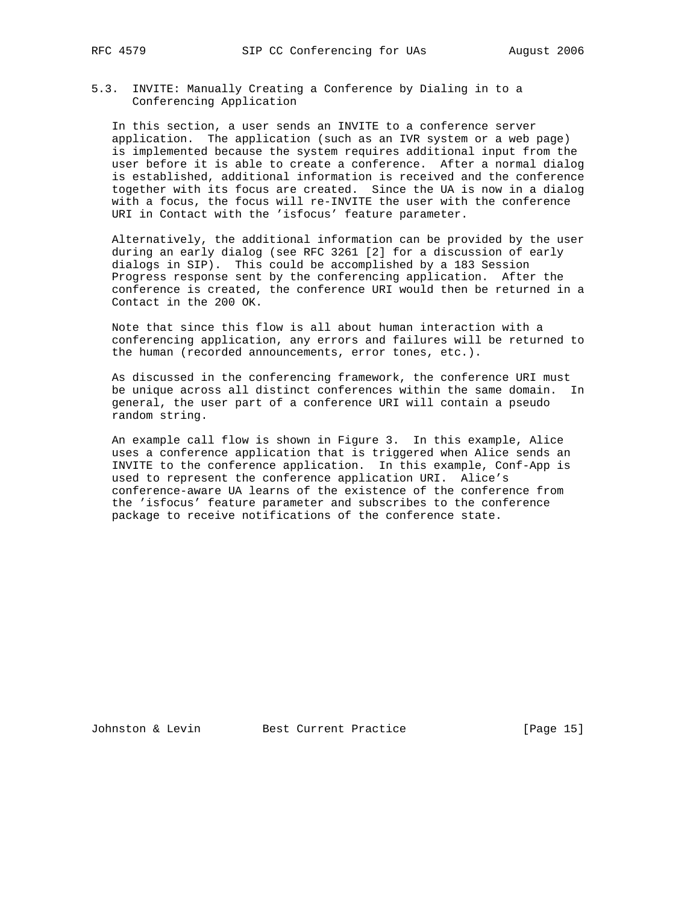## 5.3. INVITE: Manually Creating a Conference by Dialing in to a Conferencing Application

In this section, a user sends an INVITE to a conference server application. The application (such as an IVR system or a web page) is implemented because the system requires additional input from the user before it is able to create a conference. After a normal dialog is established, additional information is received and the conference together with its focus are created. Since the UA is now in a dialog with a focus, the focus will re-INVITE the user with the conference URI in Contact with the 'isfocus' feature parameter.

Alternatively, the additional information can be provided by the user during an early dialog (see RFC 3261 [2] for a discussion of early dialogs in SIP). This could be accomplished by a 183 Session Progress response sent by the conferencing application. After the conference is created, the conference URI would then be returned in a Contact in the 200 OK.

Note that since this flow is all about human interaction with a conferencing application, any errors and failures will be returned to the human (recorded announcements, error tones, etc.).

As discussed in the conferencing framework, the conference URI must be unique across all distinct conferences within the same domain. In general, the user part of a conference URI will contain a pseudo random string.

An example call flow is shown in Figure 3. In this example, Alice uses a conference application that is triggered when Alice sends an INVITE to the conference application. In this example, Conf-App is used to represent the conference application URI. Alice's conference-aware UA learns of the existence of the conference from the 'isfocus' feature parameter and subscribes to the conference package to receive notifications of the conference state.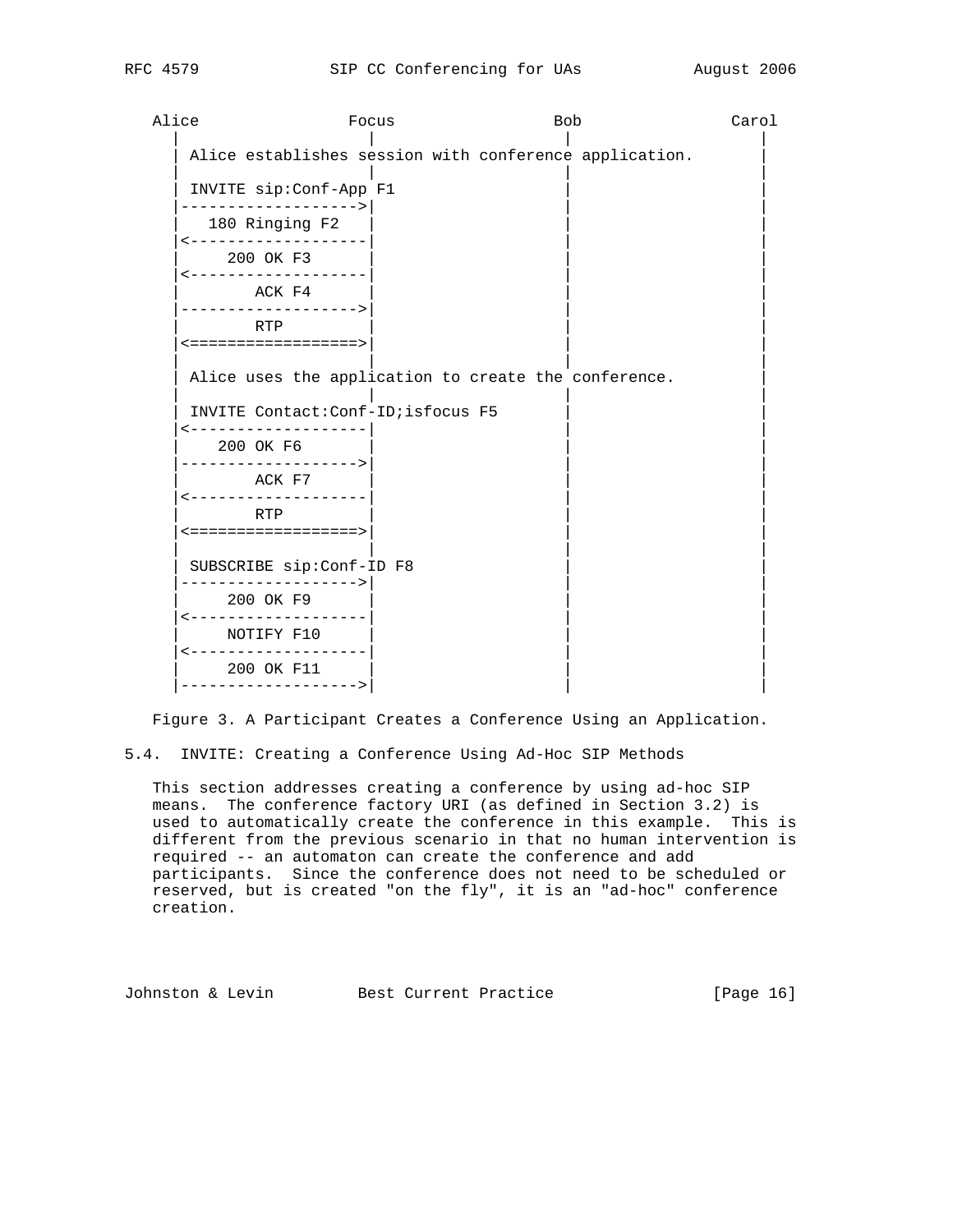```
   Alice                Focus               Bob              Carol
     |                    |                  |                  |
     | Alice establishes session with conference application.  |
     |                    |                  |                  |
     | INVITE sip:Conf-App F1                |                  |
     |------------------->|                  |                  |
     |   180 Ringing F2   |                  |                  |
     |<-------------------|                  |                  |
     |     200 OK F3      |                  |                  |
     |<-------------------|                  |                  |
     |        ACK F4      |                  |                  |
     |------------------->|                  |                  |
     |        RTP         |                  |                  |
     |<==================>|                  |                  |
     |                    |                  |                  |
     | Alice uses the application to create the conference.    |
     |                    |                  |                  |
     | INVITE Contact:Conf-ID;isfocus F5     |                  |
     |<-------------------|                  |                  |
     |    200 OK F6       |                  |                  |
     |------------------->|                  |                  |
     |        ACK F7      |                  |                  |
     |<-------------------|                  |                  |
     |        RTP         |                  |                  |
     |<==================>|                  |                  |
     |                    |                  |                  |
     | SUBSCRIBE sip:Conf-ID F8              |                  |
     |------------------->|                  |                  |
     |     200 OK F9      |                  |                  |
     |<-------------------|                  |                  |
     |     NOTIFY F10     |                  |                  |
     |<-------------------|                  |                  |
     |     200 OK F11     |                  |                  |
     |------------------->|                  |                  |
```

Figure 3. A Participant Creates a Conference Using an Application.

### 5.4. INVITE: Creating a Conference Using Ad-Hoc SIP Methods

This section addresses creating a conference by using ad-hoc SIP means. The conference factory URI (as defined in Section 3.2) is used to automatically create the conference in this example. This is different from the previous scenario in that no human intervention is required -- an automaton can create the conference and add participants. Since the conference does not need to be scheduled or reserved, but is created "on the fly", it is an "ad-hoc" conference creation.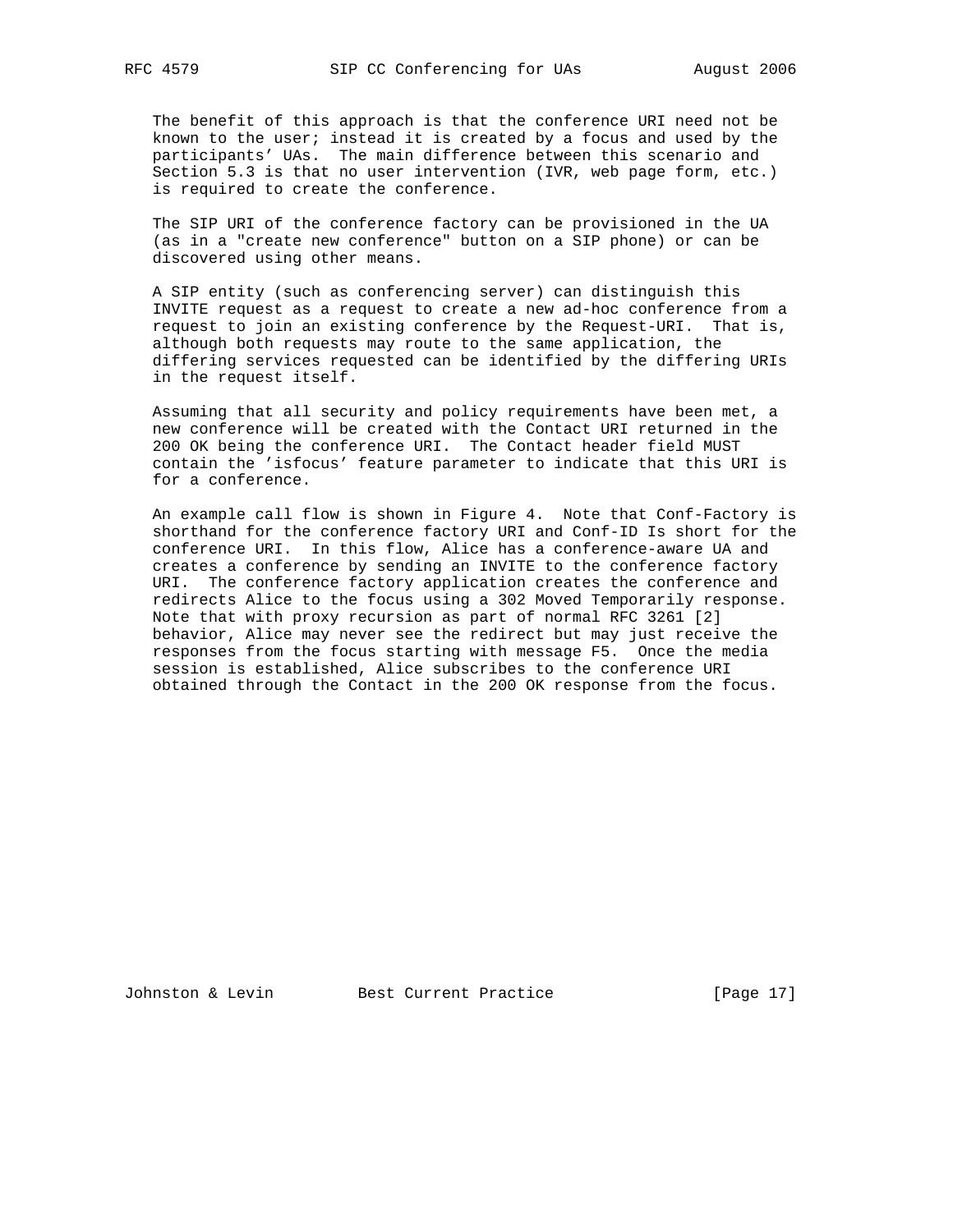The benefit of this approach is that the conference URI need not be known to the user; instead it is created by a focus and used by the participants' UAs. The main difference between this scenario and Section 5.3 is that no user intervention (IVR, web page form, etc.) is required to create the conference.

The SIP URI of the conference factory can be provisioned in the UA (as in a "create new conference" button on a SIP phone) or can be discovered using other means.

A SIP entity (such as conferencing server) can distinguish this INVITE request as a request to create a new ad-hoc conference from a request to join an existing conference by the Request-URI. That is, although both requests may route to the same application, the differing services requested can be identified by the differing URIs in the request itself.

Assuming that all security and policy requirements have been met, a new conference will be created with the Contact URI returned in the 200 OK being the conference URI. The Contact header field MUST contain the 'isfocus' feature parameter to indicate that this URI is for a conference.

An example call flow is shown in Figure 4. Note that Conf-Factory is shorthand for the conference factory URI and Conf-ID Is short for the conference URI. In this flow, Alice has a conference-aware UA and creates a conference by sending an INVITE to the conference factory URI. The conference factory application creates the conference and redirects Alice to the focus using a 302 Moved Temporarily response. Note that with proxy recursion as part of normal RFC 3261 [2] behavior, Alice may never see the redirect but may just receive the responses from the focus starting with message F5. Once the media session is established, Alice subscribes to the conference URI obtained through the Contact in the 200 OK response from the focus.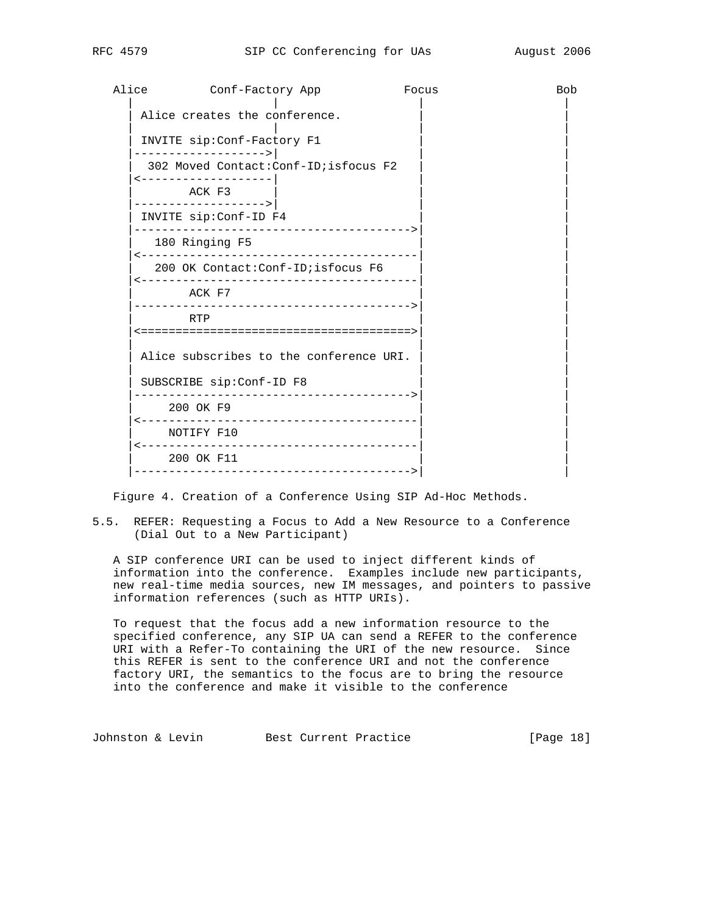```
   Alice         Conf-Factory App           Focus               Bob
     |                   |                    |                   |
     | Alice creates the conference.          |                   |
     |                   |                    |                   |
     | INVITE sip:Conf-Factory F1             |                   |
     |------------------>|                    |                   |
     |  302 Moved Contact:Conf-ID;isfocus F2  |                   |
     |<------------------|                    |                   |
     |        ACK F3     |                    |                   |
     |------------------>|                    |                   |
     | INVITE sip:Conf-ID F4                  |                   |
     |--------------------------------------->|                   |
     |   180 Ringing F5                       |                   |
     |<---------------------------------------|                   |
     |   200 OK Contact:Conf-ID;isfocus F6    |                   |
     |<---------------------------------------|                   |
     |        ACK F7                          |                   |
     |--------------------------------------->|                   |
     |        RTP                             |                   |
     |<======================================>|                   |
     |                                        |                   |
     | Alice subscribes to the conference URI.|                   |
     |                                        |                   |
     | SUBSCRIBE sip:Conf-ID F8               |                   |
     |--------------------------------------->|                   |
     |     200 OK F9                          |                   |
     |<---------------------------------------|                   |
     |     NOTIFY F10                         |                   |
     |<---------------------------------------|                   |
     |     200 OK F11                         |                   |
     |--------------------------------------->|                   |
```

Figure 4. Creation of a Conference Using SIP Ad-Hoc Methods.

## 5.5. REFER: Requesting a Focus to Add a New Resource to a Conference (Dial Out to a New Participant)

A SIP conference URI can be used to inject different kinds of information into the conference. Examples include new participants, new real-time media sources, new IM messages, and pointers to passive information references (such as HTTP URIs).

To request that the focus add a new information resource to the specified conference, any SIP UA can send a REFER to the conference URI with a Refer-To containing the URI of the new resource. Since this REFER is sent to the conference URI and not the conference factory URI, the semantics to the focus are to bring the resource into the conference and make it visible to the conference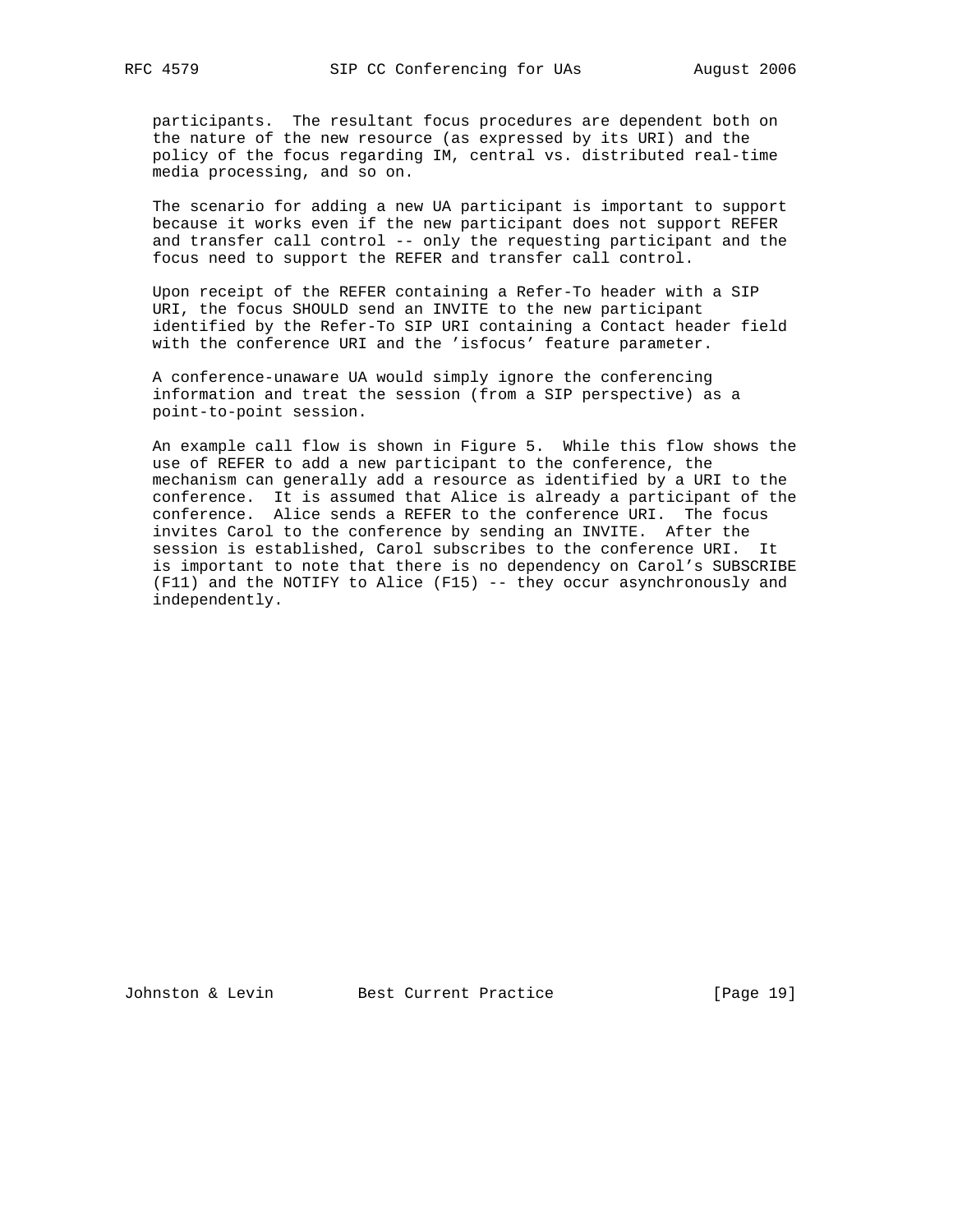participants. The resultant focus procedures are dependent both on the nature of the new resource (as expressed by its URI) and the policy of the focus regarding IM, central vs. distributed real-time media processing, and so on.

The scenario for adding a new UA participant is important to support because it works even if the new participant does not support REFER and transfer call control -- only the requesting participant and the focus need to support the REFER and transfer call control.

Upon receipt of the REFER containing a Refer-To header with a SIP URI, the focus SHOULD send an INVITE to the new participant identified by the Refer-To SIP URI containing a Contact header field with the conference URI and the 'isfocus' feature parameter.

A conference-unaware UA would simply ignore the conferencing information and treat the session (from a SIP perspective) as a point-to-point session.

An example call flow is shown in Figure 5. While this flow shows the use of REFER to add a new participant to the conference, the mechanism can generally add a resource as identified by a URI to the conference. It is assumed that Alice is already a participant of the conference. Alice sends a REFER to the conference URI. The focus invites Carol to the conference by sending an INVITE. After the session is established, Carol subscribes to the conference URI. It is important to note that there is no dependency on Carol's SUBSCRIBE (F11) and the NOTIFY to Alice (F15) -- they occur asynchronously and independently.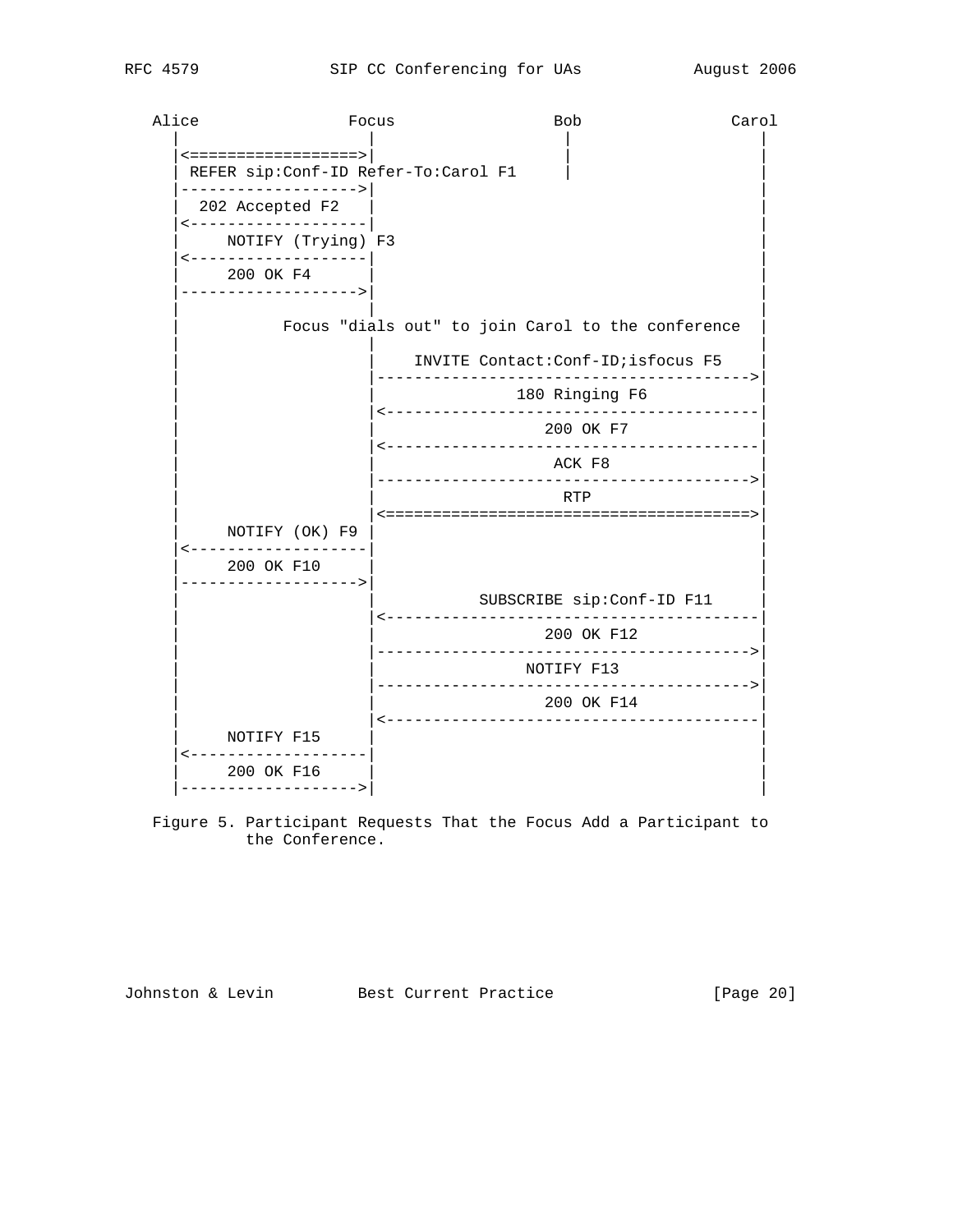```
   Alice                Focus               Bob               Carol
     |                    |                  |                  |
     |<==================>|                  |                  |
     | REFER sip:Conf-ID Refer-To:Carol F1   |                  |
     |------------------->|                                     |
     |  202 Accepted F2   |                                     |
     |<-------------------|                                     |
     |     NOTIFY (Trying) F3                                   |
     |<-------------------|                                     |
     |     200 OK F4      |                                     |
     |------------------->|                                     |
     |                    |                                     |
     |           Focus "dials out" to join Carol to the conference  |
     |                    |                                     |
     |                    |    INVITE Contact:Conf-ID;isfocus F5    |
     |                    |---------------------------------------->|
     |                    |               180 Ringing F6            |
     |                    |<----------------------------------------|
     |                    |                  200 OK F7              |
     |                    |<----------------------------------------|
     |                    |                   ACK F8                |
     |                    |---------------------------------------->|
     |                    |                    RTP                  |
     |                    |<=======================================>|
     |     NOTIFY (OK) F9 |                                         |
     |<-------------------|                                         |
     |     200 OK F10     |                                         |
     |------------------->|                                         |
     |                    |           SUBSCRIBE sip:Conf-ID F11     |
     |                    |<----------------------------------------|
     |                    |                  200 OK F12             |
     |                    |---------------------------------------->|
     |                    |                 NOTIFY F13              |
     |                    |---------------------------------------->|
     |                    |                  200 OK F14             |
     |                    |<----------------------------------------|
     |     NOTIFY F15     |                                         |
     |<-------------------|                                         |
     |     200 OK F16     |                                         |
     |------------------->|                                         |
```

Figure 5. Participant Requests That the Focus Add a Participant to the Conference.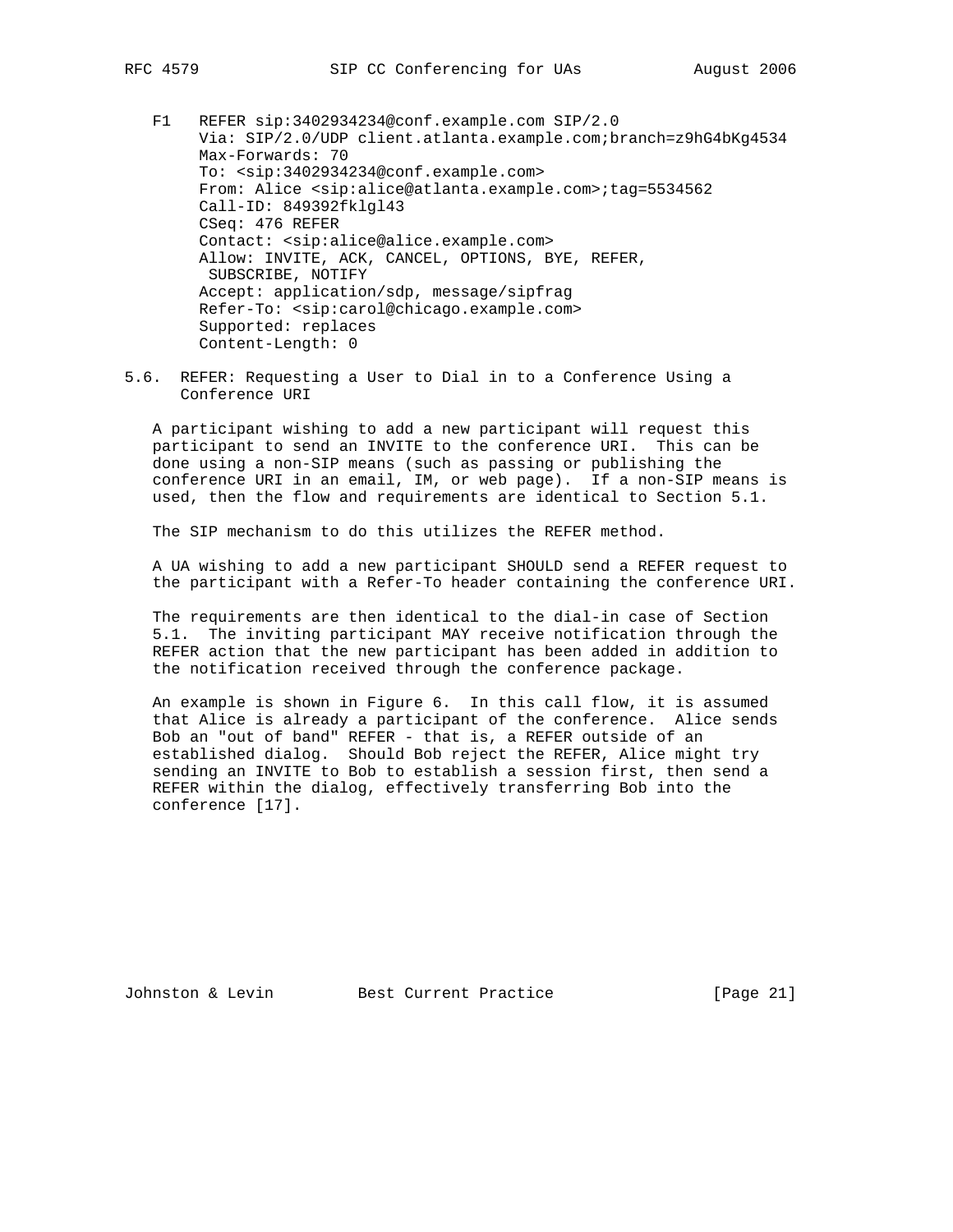```
F1   REFER sip:3402934234@conf.example.com SIP/2.0
     Via: SIP/2.0/UDP client.atlanta.example.com;branch=z9hG4bKg4534
     Max-Forwards: 70
     To: <sip:3402934234@conf.example.com>
     From: Alice <sip:alice@atlanta.example.com>;tag=5534562
     Call-ID: 849392fklgl43
     CSeq: 476 REFER
     Contact: <sip:alice@alice.example.com>
     Allow: INVITE, ACK, CANCEL, OPTIONS, BYE, REFER,
      SUBSCRIBE, NOTIFY
     Accept: application/sdp, message/sipfrag
     Refer-To: <sip:carol@chicago.example.com>
     Supported: replaces
     Content-Length: 0
```

### 5.6. REFER: Requesting a User to Dial in to a Conference Using a Conference URI

A participant wishing to add a new participant will request this participant to send an INVITE to the conference URI. This can be done using a non-SIP means (such as passing or publishing the conference URI in an email, IM, or web page). If a non-SIP means is used, then the flow and requirements are identical to Section 5.1.

The SIP mechanism to do this utilizes the REFER method.

A UA wishing to add a new participant SHOULD send a REFER request to the participant with a Refer-To header containing the conference URI.

The requirements are then identical to the dial-in case of Section 5.1. The inviting participant MAY receive notification through the REFER action that the new participant has been added in addition to the notification received through the conference package.

An example is shown in Figure 6. In this call flow, it is assumed that Alice is already a participant of the conference. Alice sends Bob an "out of band" REFER - that is, a REFER outside of an established dialog. Should Bob reject the REFER, Alice might try sending an INVITE to Bob to establish a session first, then send a REFER within the dialog, effectively transferring Bob into the conference [17].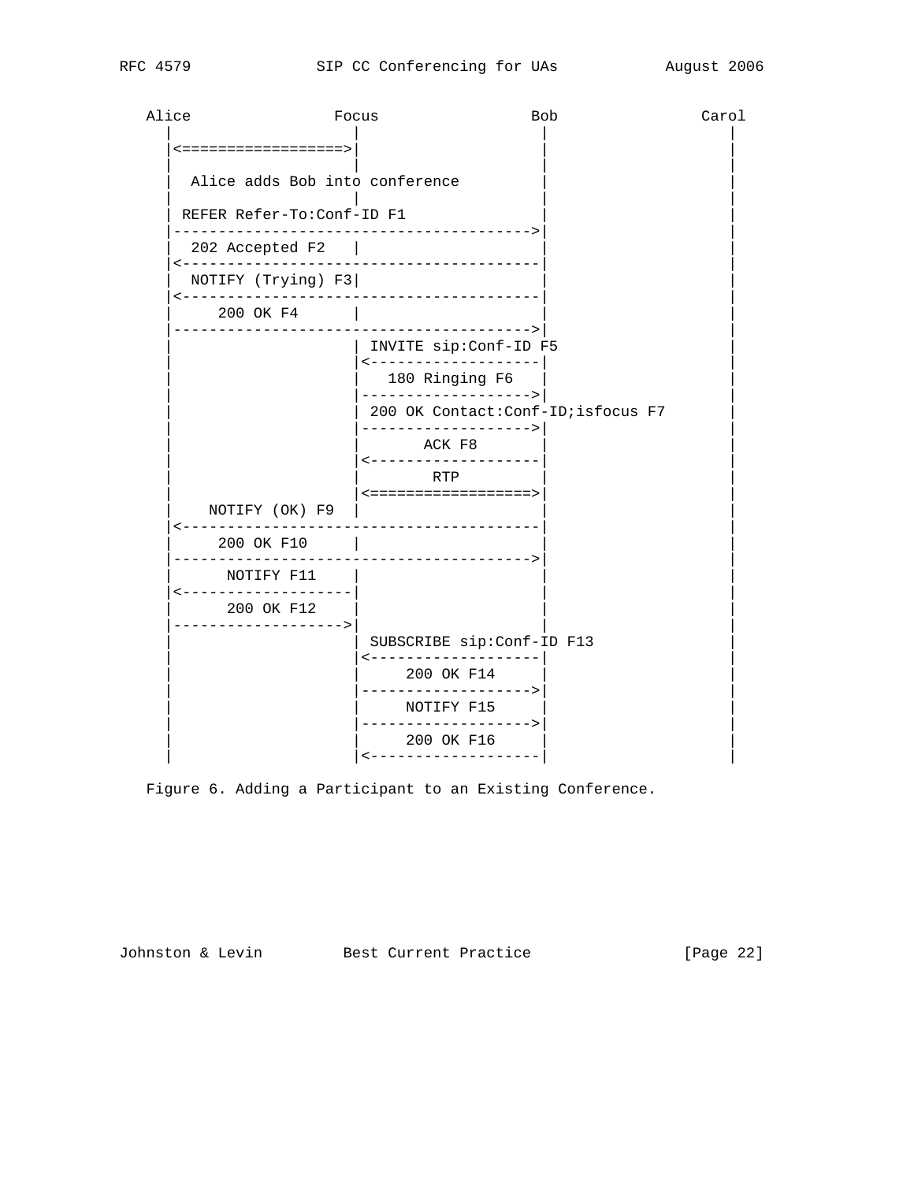```
   Alice               Focus                Bob               Carol
     |                   |                   |                   |
     |<=================>|                   |                   |
     |                   |                   |                   |
     |  Alice adds Bob into conference       |                   |
     |                   |                   |                   |
     | REFER Refer-To:Conf-ID F1             |                   |
     |-------------------------------------->|                   |
     |  202 Accepted F2  |                   |                   |
     |<--------------------------------------|                   |
     |  NOTIFY (Trying) F3|                  |                   |
     |<--------------------------------------|                   |
     |     200 OK F4     |                   |                   |
     |-------------------------------------->|                   |
     |                   | INVITE sip:Conf-ID F5                 |
     |                   |<------------------|                   |
     |                   |   180 Ringing F6  |                   |
     |                   |------------------>|                   |
     |                   | 200 OK Contact:Conf-ID;isfocus F7     |
     |                   |------------------>|                   |
     |                   |       ACK F8      |                   |
     |                   |<------------------|                   |
     |                   |        RTP        |                   |
     |                   |<=================>|                   |
     |    NOTIFY (OK) F9 |                   |                   |
     |<--------------------------------------|                   |
     |     200 OK F10    |                   |                   |
     |-------------------------------------->|                   |
     |      NOTIFY F11   |                   |                   |
     |<------------------|                   |                   |
     |      200 OK F12   |                   |                   |
     |------------------>|                   |                   |
     |                   | SUBSCRIBE sip:Conf-ID F13             |
     |                   |<------------------|                   |
     |                   |     200 OK F14    |                   |
     |                   |------------------>|                   |
     |                   |     NOTIFY F15    |                   |
     |                   |------------------>|                   |
     |                   |     200 OK F16    |                   |
     |                   |<------------------|                   |
```

Figure 6. Adding a Participant to an Existing Conference.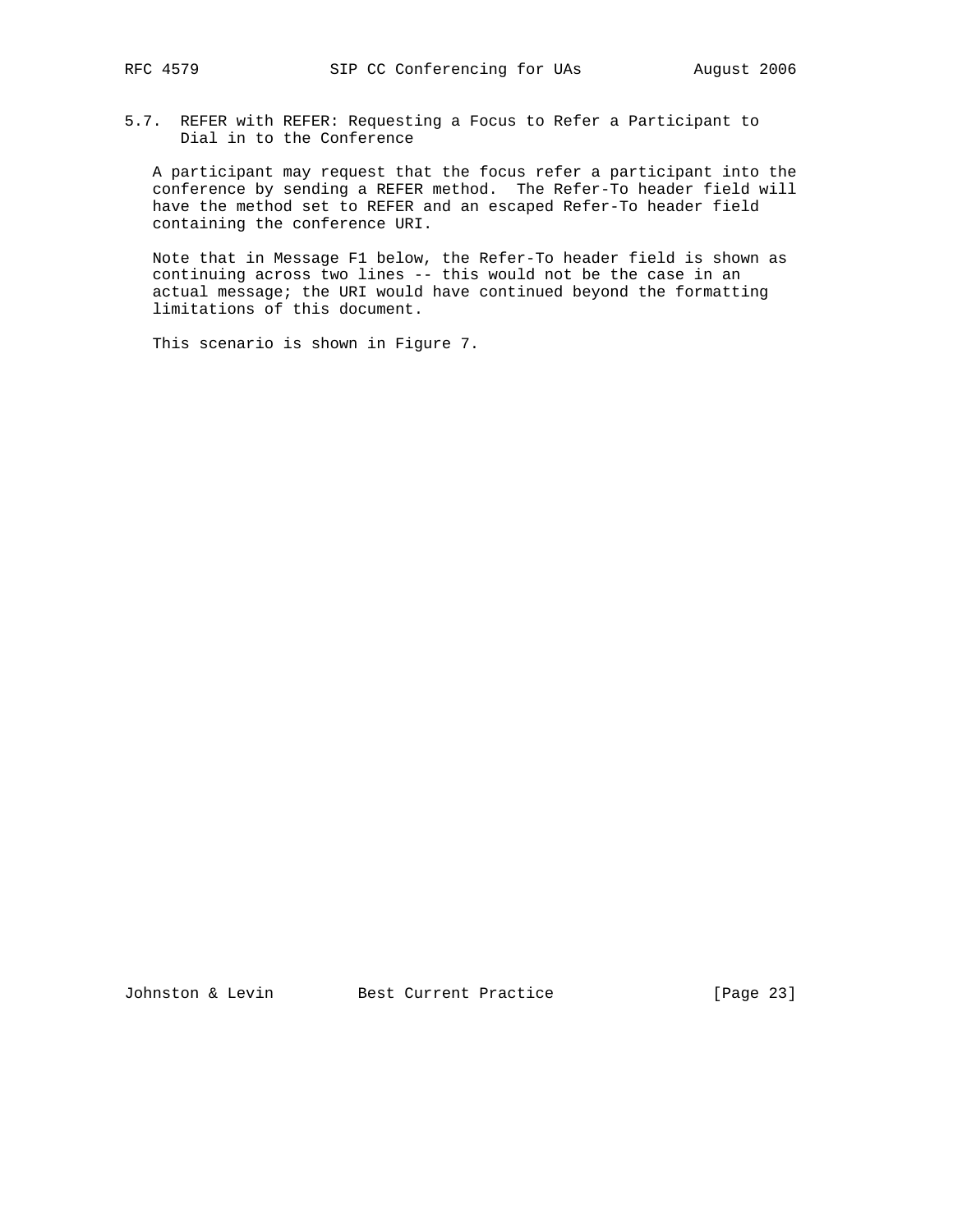### 5.7. REFER with REFER: Requesting a Focus to Refer a Participant to Dial in to the Conference

A participant may request that the focus refer a participant into the conference by sending a REFER method. The Refer-To header field will have the method set to REFER and an escaped Refer-To header field containing the conference URI.

Note that in Message F1 below, the Refer-To header field is shown as continuing across two lines -- this would not be the case in an actual message; the URI would have continued beyond the formatting limitations of this document.

This scenario is shown in Figure 7.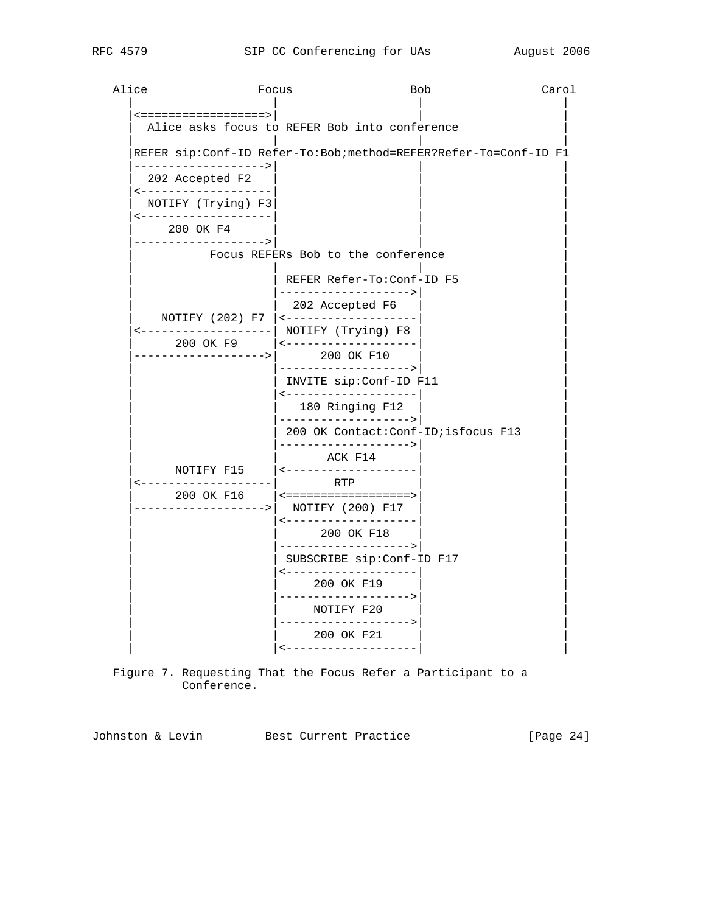```
   Alice                Focus                Bob              Carol
     |                    |                   |                   |
     |<==================>|                   |                   |
     |  Alice asks focus to REFER Bob into conference             |
     |                    |                   |                   |
     |REFER sip:Conf-ID Refer-To:Bob;method=REFER?Refer-To=Conf-ID F1
     |------------------->|                   |                   |
     |  202 Accepted F2   |                   |                   |
     |<-------------------|                   |                   |
     |  NOTIFY (Trying) F3|                   |                   |
     |<-------------------|                   |                   |
     |     200 OK F4      |                   |                   |
     |------------------->|                   |                   |
     |          Focus REFERs Bob to the conference                |
     |                    |                   |                   |
     |                    | REFER Refer-To:Conf-ID F5             |
     |                    |------------------>|                   |
     |                    |  202 Accepted F6  |                   |
     |    NOTIFY (202) F7 |<------------------|                   |
     |<-------------------| NOTIFY (Trying) F8 |                  |
     |      200 OK F9     |<------------------|                   |
     |------------------->|      200 OK F10   |                   |
     |                    |------------------>|                   |
     |                    | INVITE sip:Conf-ID F11                |
     |                    |<------------------|                   |
     |                    |   180 Ringing F12 |                   |
     |                    |------------------>|                   |
     |                    | 200 OK Contact:Conf-ID;isfocus F13    |
     |                    |------------------>|                   |
     |                    |       ACK F14     |                   |
     |      NOTIFY F15    |<------------------|                   |
     |<-------------------|        RTP        |                   |
     |      200 OK F16    |<=================>|                   |
     |------------------->|  NOTIFY (200) F17 |                   |
     |                    |<------------------|                   |
     |                    |      200 OK F18   |                   |
     |                    |------------------>|                   |
     |                    | SUBSCRIBE sip:Conf-ID F17             |
     |                    |<------------------|                   |
     |                    |     200 OK F19    |                   |
     |                    |------------------>|                   |
     |                    |     NOTIFY F20    |                   |
     |                    |------------------>|                   |
     |                    |     200 OK F21    |                   |
     |                    |<------------------|                   |

   Figure 7. Requesting That the Focus Refer a Participant to a
             Conference.
```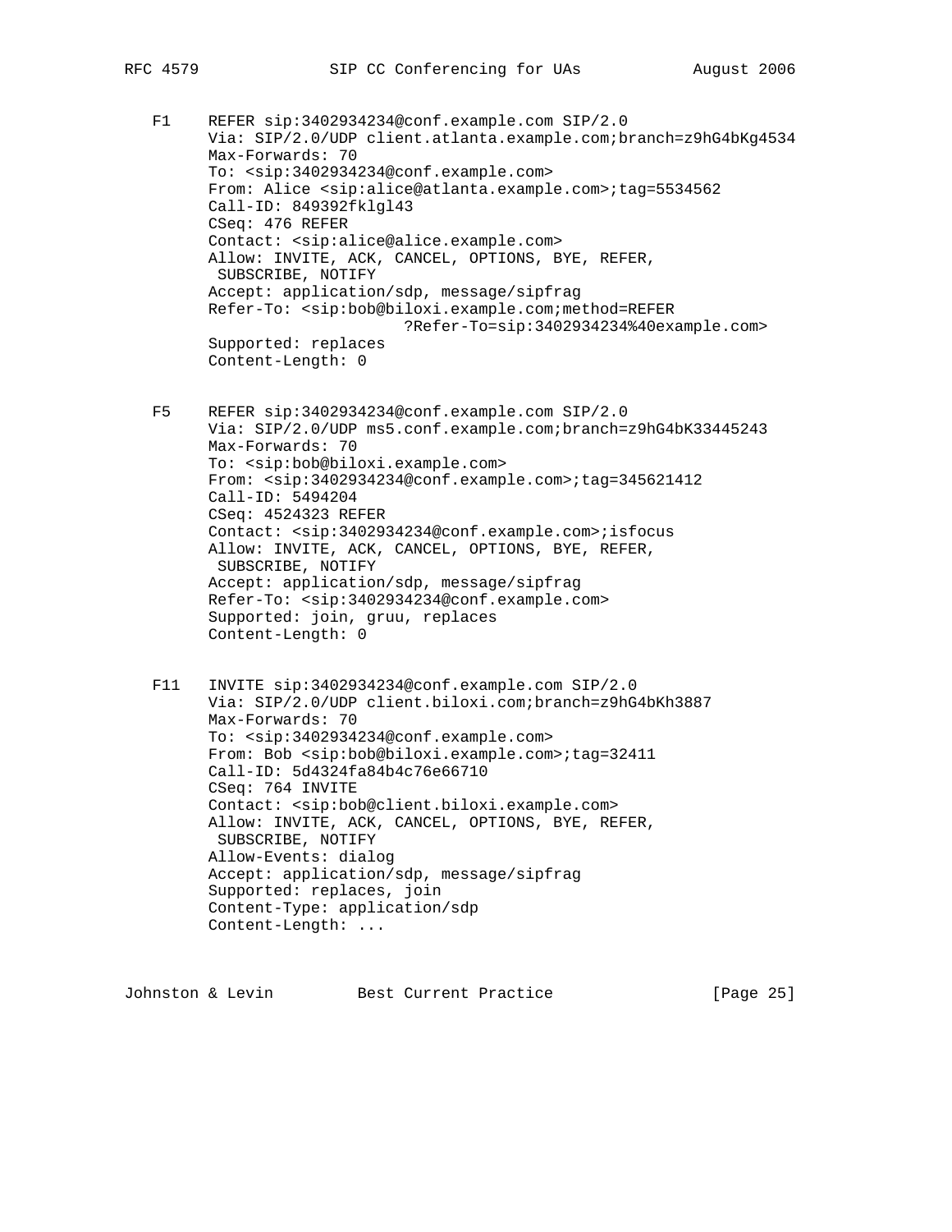```
F1     REFER sip:3402934234@conf.example.com SIP/2.0
       Via: SIP/2.0/UDP client.atlanta.example.com;branch=z9hG4bKg4534
       Max-Forwards: 70
       To: <sip:3402934234@conf.example.com>
       From: Alice <sip:alice@atlanta.example.com>;tag=5534562
       Call-ID: 849392fklgl43
       CSeq: 476 REFER
       Contact: <sip:alice@alice.example.com>
       Allow: INVITE, ACK, CANCEL, OPTIONS, BYE, REFER,
        SUBSCRIBE, NOTIFY
       Accept: application/sdp, message/sipfrag
       Refer-To: <sip:bob@biloxi.example.com;method=REFER
                           ?Refer-To=sip:3402934234%40example.com>
       Supported: replaces
       Content-Length: 0


F5     REFER sip:3402934234@conf.example.com SIP/2.0
       Via: SIP/2.0/UDP ms5.conf.example.com;branch=z9hG4bK33445243
       Max-Forwards: 70
       To: <sip:bob@biloxi.example.com>
       From: <sip:3402934234@conf.example.com>;tag=345621412
       Call-ID: 5494204
       CSeq: 4524323 REFER
       Contact: <sip:3402934234@conf.example.com>;isfocus
       Allow: INVITE, ACK, CANCEL, OPTIONS, BYE, REFER,
        SUBSCRIBE, NOTIFY
       Accept: application/sdp, message/sipfrag
       Refer-To: <sip:3402934234@conf.example.com>
       Supported: join, gruu, replaces
       Content-Length: 0


F11    INVITE sip:3402934234@conf.example.com SIP/2.0
       Via: SIP/2.0/UDP client.biloxi.com;branch=z9hG4bKh3887
       Max-Forwards: 70
       To: <sip:3402934234@conf.example.com>
       From: Bob <sip:bob@biloxi.example.com>;tag=32411
       Call-ID: 5d4324fa84b4c76e66710
       CSeq: 764 INVITE
       Contact: <sip:bob@client.biloxi.example.com>
       Allow: INVITE, ACK, CANCEL, OPTIONS, BYE, REFER,
        SUBSCRIBE, NOTIFY
       Allow-Events: dialog
       Accept: application/sdp, message/sipfrag
       Supported: replaces, join
       Content-Type: application/sdp
       Content-Length: ...
```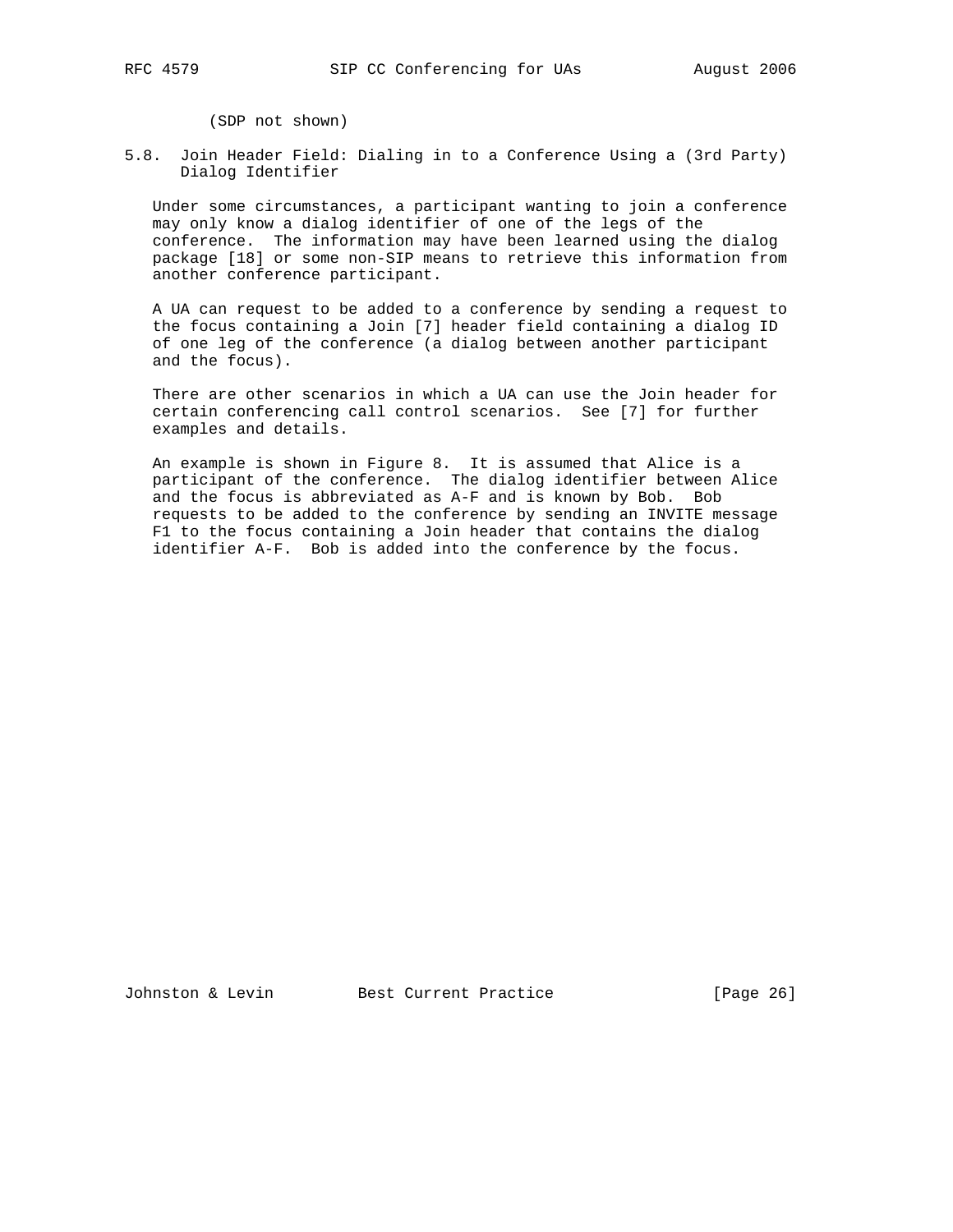(SDP not shown)

## 5.8. Join Header Field: Dialing in to a Conference Using a (3rd Party) Dialog Identifier

Under some circumstances, a participant wanting to join a conference may only know a dialog identifier of one of the legs of the conference. The information may have been learned using the dialog package [18] or some non-SIP means to retrieve this information from another conference participant.

A UA can request to be added to a conference by sending a request to the focus containing a Join [7] header field containing a dialog ID of one leg of the conference (a dialog between another participant and the focus).

There are other scenarios in which a UA can use the Join header for certain conferencing call control scenarios. See [7] for further examples and details.

An example is shown in Figure 8. It is assumed that Alice is a participant of the conference. The dialog identifier between Alice and the focus is abbreviated as A-F and is known by Bob. Bob requests to be added to the conference by sending an INVITE message F1 to the focus containing a Join header that contains the dialog identifier A-F. Bob is added into the conference by the focus.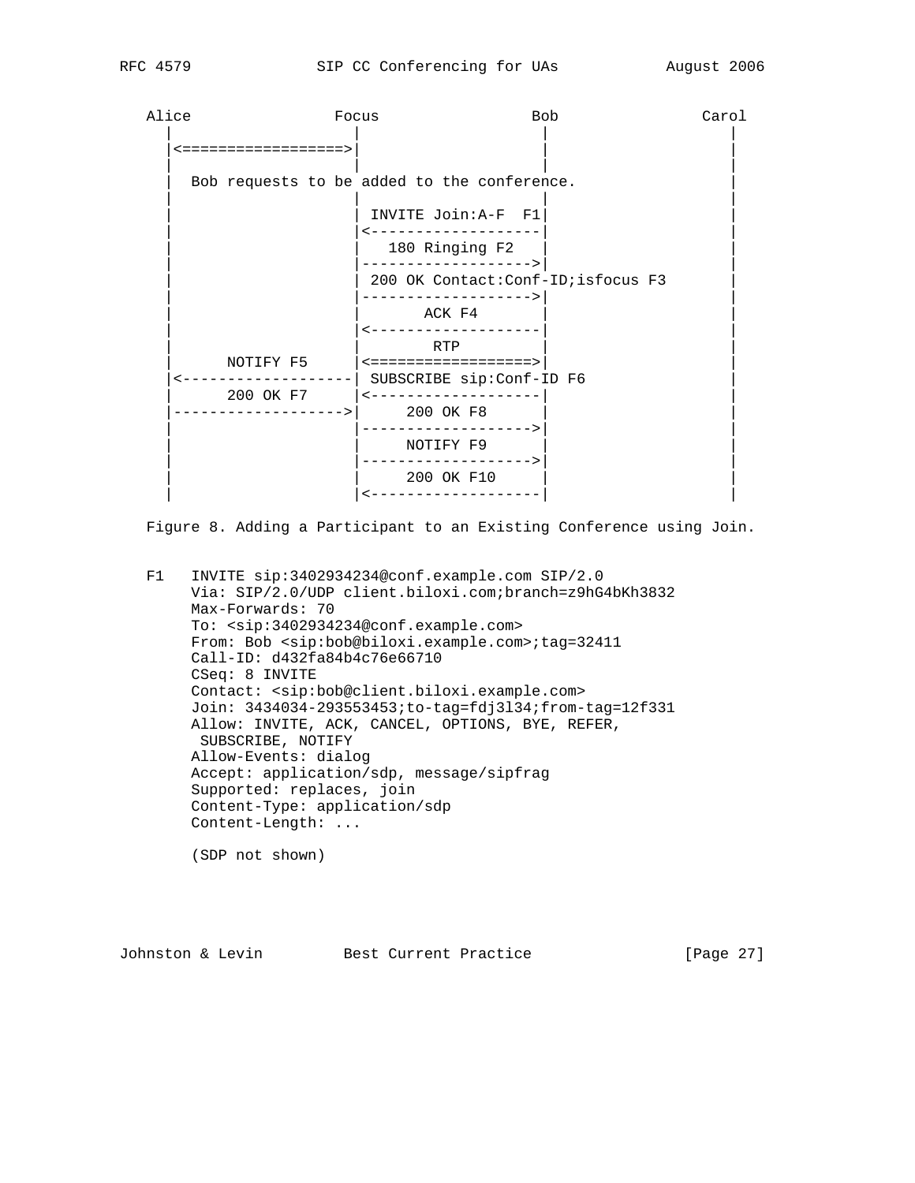```
   Alice               Focus                Bob              Carol
     |                   |                   |                   |
     |<=================>|                   |                   |
     |                   |                   |                   |
     |  Bob requests to be added to the conference.              |
     |                   |                   |                   |
     |                   | INVITE Join:A-F  F1|                  |
     |                   |<------------------|                   |
     |                   |   180 Ringing F2  |                   |
     |                   |------------------>|                   |
     |                   | 200 OK Contact:Conf-ID;isfocus F3     |
     |                   |------------------>|                   |
     |                   |       ACK F4      |                   |
     |                   |<------------------|                   |
     |                   |        RTP        |                   |
     |      NOTIFY F5    |<=================>|                   |
     |<------------------| SUBSCRIBE sip:Conf-ID F6              |
     |      200 OK F7    |<------------------|                   |
     |------------------>|     200 OK F8     |                   |
     |                   |------------------>|                   |
     |                   |     NOTIFY F9     |                   |
     |                   |------------------>|                   |
     |                   |     200 OK F10    |                   |
     |                   |<------------------|                   |
```

Figure 8. Adding a Participant to an Existing Conference using Join.

```
F1   INVITE sip:3402934234@conf.example.com SIP/2.0
     Via: SIP/2.0/UDP client.biloxi.com;branch=z9hG4bKh3832
     Max-Forwards: 70
     To: <sip:3402934234@conf.example.com>
     From: Bob <sip:bob@biloxi.example.com>;tag=32411
     Call-ID: d432fa84b4c76e66710
     CSeq: 8 INVITE
     Contact: <sip:bob@client.biloxi.example.com>
     Join: 3434034-293553453;to-tag=fdj3l34;from-tag=12f331
     Allow: INVITE, ACK, CANCEL, OPTIONS, BYE, REFER,
      SUBSCRIBE, NOTIFY
     Allow-Events: dialog
     Accept: application/sdp, message/sipfrag
     Supported: replaces, join
     Content-Type: application/sdp
     Content-Length: ...

     (SDP not shown)
```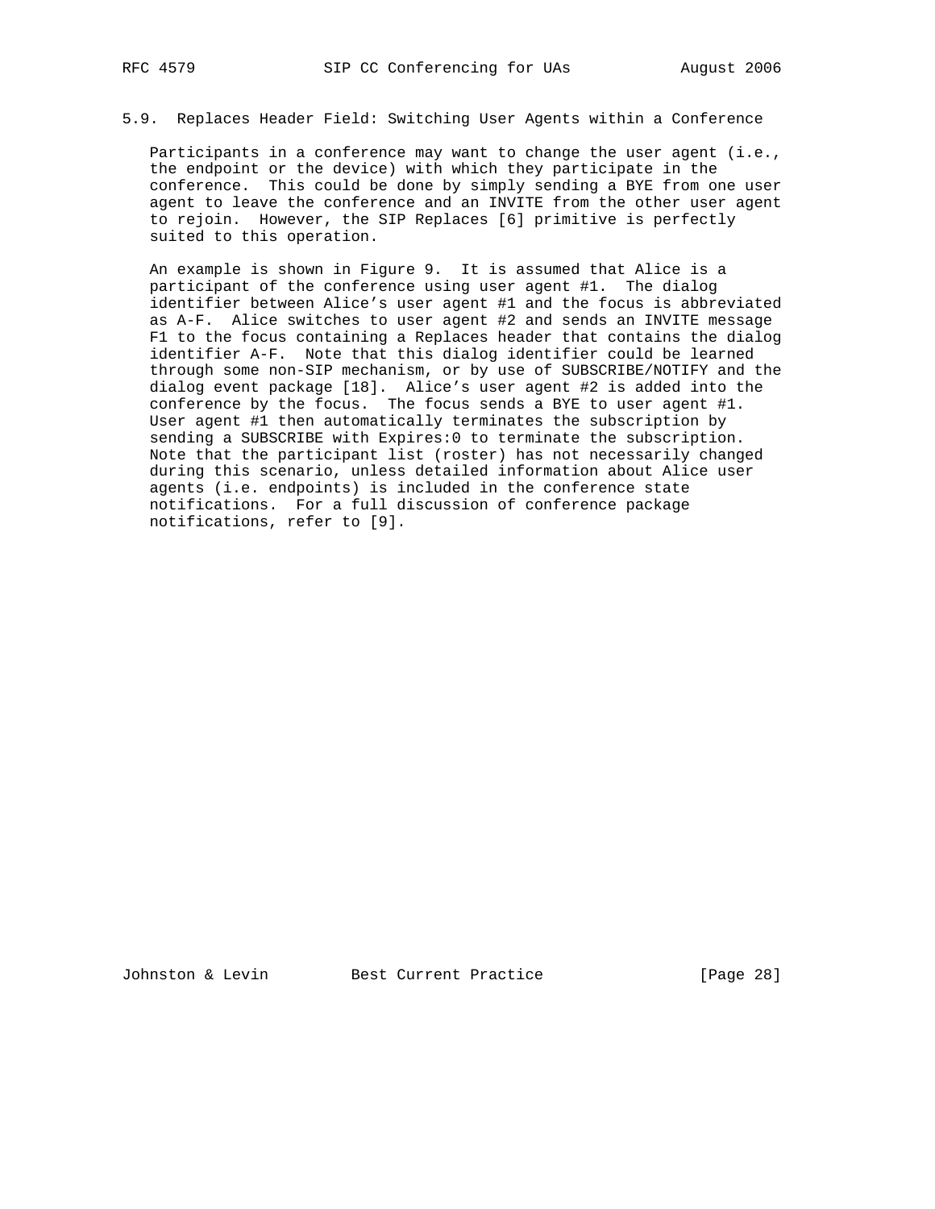### 5.9. Replaces Header Field: Switching User Agents within a Conference

Participants in a conference may want to change the user agent (i.e., the endpoint or the device) with which they participate in the conference. This could be done by simply sending a BYE from one user agent to leave the conference and an INVITE from the other user agent to rejoin. However, the SIP Replaces [6] primitive is perfectly suited to this operation.

An example is shown in Figure 9. It is assumed that Alice is a participant of the conference using user agent #1. The dialog identifier between Alice's user agent #1 and the focus is abbreviated as A-F. Alice switches to user agent #2 and sends an INVITE message F1 to the focus containing a Replaces header that contains the dialog identifier A-F. Note that this dialog identifier could be learned through some non-SIP mechanism, or by use of SUBSCRIBE/NOTIFY and the dialog event package [18]. Alice's user agent #2 is added into the conference by the focus. The focus sends a BYE to user agent #1. User agent #1 then automatically terminates the subscription by sending a SUBSCRIBE with Expires:0 to terminate the subscription. Note that the participant list (roster) has not necessarily changed during this scenario, unless detailed information about Alice user agents (i.e. endpoints) is included in the conference state notifications. For a full discussion of conference package notifications, refer to [9].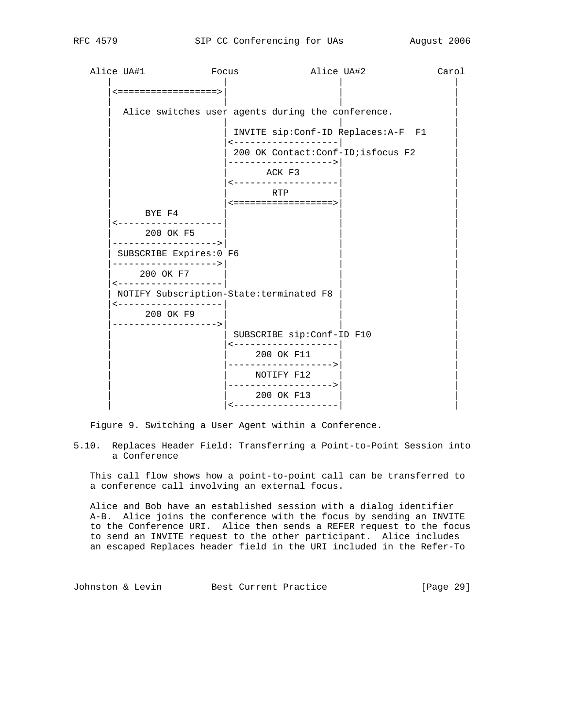```
   Alice UA#1            Focus             Alice UA#2            Carol
      |                    |                    |                    |
      |<==================>|                    |                    |
      |                    |                    |                    |
      |  Alice switches user agents during the conference.           |
      |                    |                    |                    |
      |                    | INVITE sip:Conf-ID Replaces:A-F  F1     |
      |                    |<-------------------|                    |
      |                    | 200 OK Contact:Conf-ID;isfocus F2       |
      |                    |------------------->|                    |
      |                    |       ACK F3       |                    |
      |                    |<-------------------|                    |
      |                    |        RTP         |                    |
      |                    |<==================>|                    |
      |      BYE F4        |                    |                    |
      |<-------------------|                    |                    |
      |      200 OK F5     |                    |                    |
      |------------------->|                    |                    |
      | SUBSCRIBE Expires:0 F6                  |                    |
      |------------------->|                    |                    |
      |     200 OK F7      |                    |                    |
      |<-------------------|                    |                    |
      | NOTIFY Subscription-State:terminated F8 |                    |
      |<-------------------|                    |                    |
      |      200 OK F9     |                    |                    |
      |------------------->|                    |                    |
      |                    | SUBSCRIBE sip:Conf-ID F10               |
      |                    |<-------------------|                    |
      |                    |     200 OK F11     |                    |
      |                    |------------------->|                    |
      |                    |     NOTIFY F12     |                    |
      |                    |------------------->|                    |
      |                    |     200 OK F13     |                    |
      |                    |<-------------------|                    |
```

Figure 9. Switching a User Agent within a Conference.

## 5.10. Replaces Header Field: Transferring a Point-to-Point Session into a Conference

This call flow shows how a point-to-point call can be transferred to a conference call involving an external focus.

Alice and Bob have an established session with a dialog identifier A-B. Alice joins the conference with the focus by sending an INVITE to the Conference URI. Alice then sends a REFER request to the focus to send an INVITE request to the other participant. Alice includes an escaped Replaces header field in the URI included in the Refer-To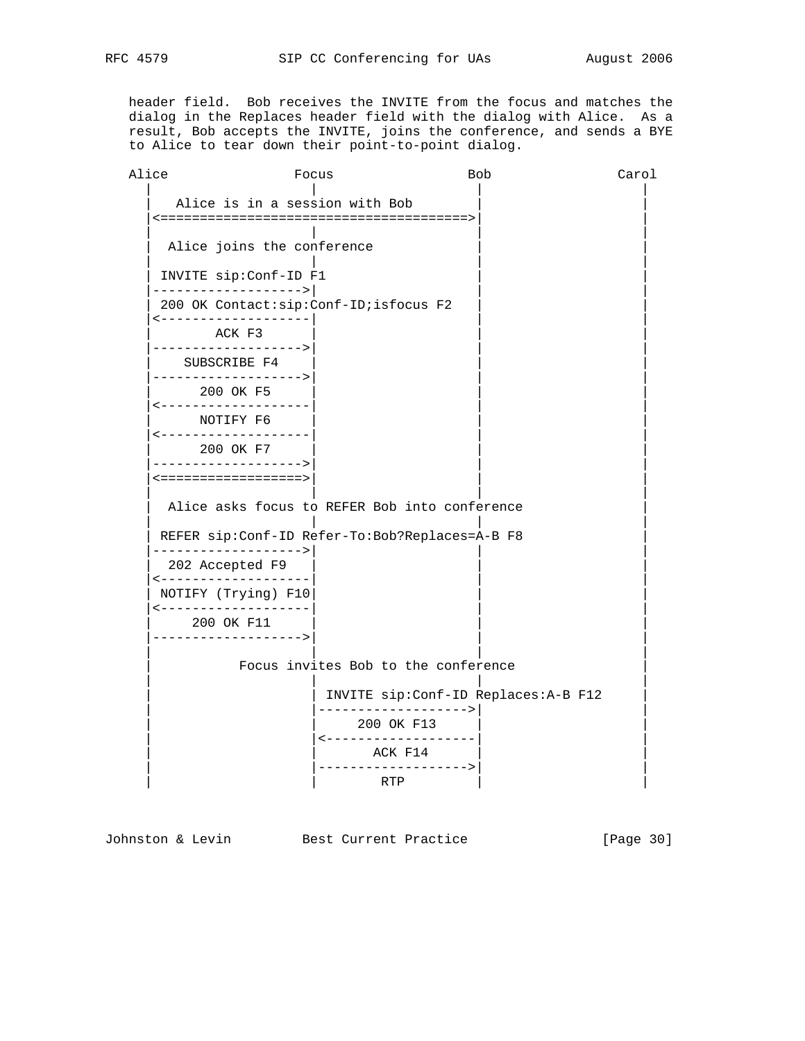header field. Bob receives the INVITE from the focus and matches the dialog in the Replaces header field with the dialog with Alice. As a result, Bob accepts the INVITE, joins the conference, and sends a BYE to Alice to tear down their point-to-point dialog.

```
   Alice               Focus                 Bob               Carol
     |                   |                    |                   |
     |   Alice is in a session with Bob       |                   |
     |<======================================>|                   |
     |                   |                    |                   |
     |  Alice joins the conference            |                   |
     |                   |                    |                   |
     | INVITE sip:Conf-ID F1                  |                   |
     |------------------>|                    |                   |
     | 200 OK Contact:sip:Conf-ID;isfocus F2  |                   |
     |<------------------|                    |                   |
     |        ACK F3     |                    |                   |
     |------------------>|                    |                   |
     |    SUBSCRIBE F4   |                    |                   |
     |------------------>|                    |                   |
     |      200 OK F5    |                    |                   |
     |<------------------|                    |                   |
     |      NOTIFY F6    |                    |                   |
     |<------------------|                    |                   |
     |      200 OK F7    |                    |                   |
     |------------------>|                    |                   |
     |<=================>|                    |                   |
     |                   |                    |                   |
     |  Alice asks focus to REFER Bob into conference             |
     |                   |                    |                   |
     | REFER sip:Conf-ID Refer-To:Bob?Replaces=A-B F8             |
     |------------------>|                    |                   |
     |  202 Accepted F9  |                    |                   |
     |<------------------|                    |                   |
     | NOTIFY (Trying) F10|                   |                   |
     |<------------------|                    |                   |
     |     200 OK F11    |                    |                   |
     |------------------>|                    |                   |
     |                   |                    |                   |
     |          Focus invites Bob to the conference               |
     |                   |                    |                   |
     |                   | INVITE sip:Conf-ID Replaces:A-B F12    |
     |                   |------------------->|                   |
     |                   |     200 OK F13     |                   |
     |                   |<-------------------|                   |
     |                   |       ACK F14      |                   |
     |                   |------------------->|                   |
     |                   |        RTP         |                   |
```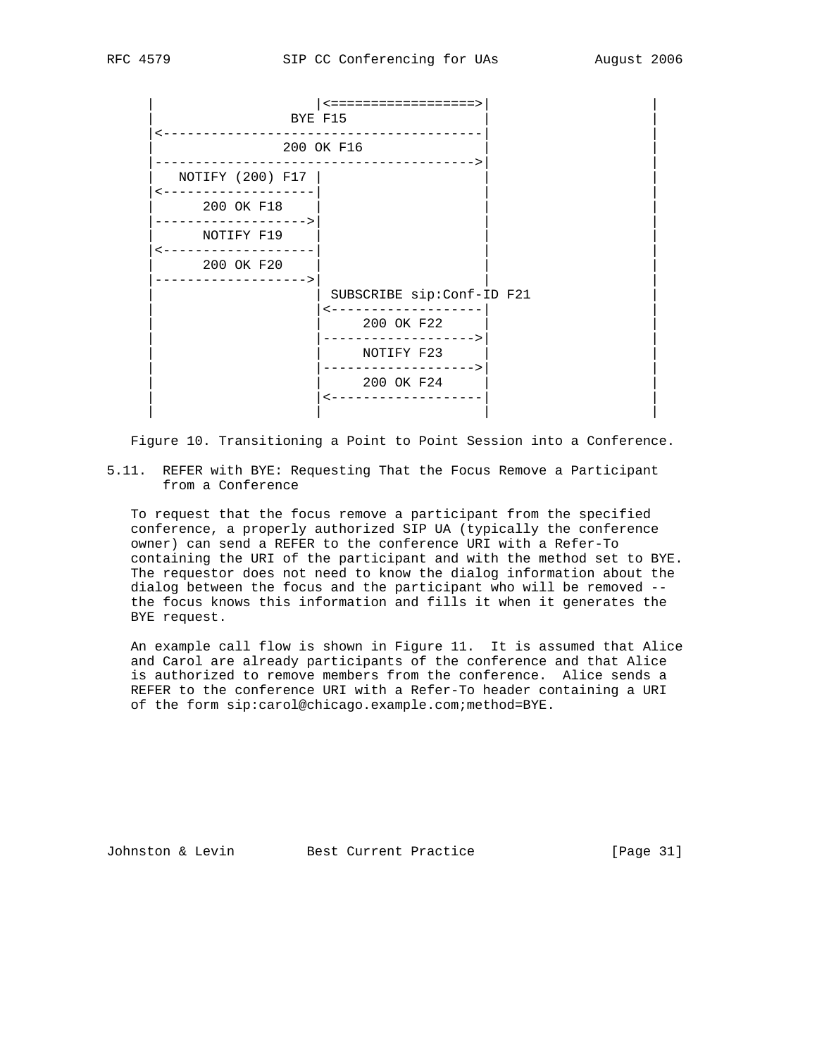```
     |                    |<=================>|               |
     |               BYE F15                  |               |
     |<---------------------------------------|               |
     |              200 OK F16                |               |
     |--------------------------------------->|               |
     |   NOTIFY (200) F17 |                   |               |
     |<-------------------|                   |               |
     |      200 OK F18    |                   |               |
     |------------------->|                   |               |
     |      NOTIFY F19    |                   |               |
     |<-------------------|                   |               |
     |      200 OK F20    |                   |               |
     |------------------->|                   |               |
     |                    | SUBSCRIBE sip:Conf-ID F21         |
     |                    |<------------------|               |
     |                    |     200 OK F22    |               |
     |                    |------------------>|               |
     |                    |     NOTIFY F23    |               |
     |                    |------------------>|               |
     |                    |     200 OK F24    |               |
     |                    |<------------------|               |
     |                    |                   |               |
```

Figure 10. Transitioning a Point to Point Session into a Conference.

## 5.11. REFER with BYE: Requesting That the Focus Remove a Participant from a Conference

To request that the focus remove a participant from the specified conference, a properly authorized SIP UA (typically the conference owner) can send a REFER to the conference URI with a Refer-To containing the URI of the participant and with the method set to BYE. The requestor does not need to know the dialog information about the dialog between the focus and the participant who will be removed -- the focus knows this information and fills it when it generates the BYE request.

An example call flow is shown in Figure 11. It is assumed that Alice and Carol are already participants of the conference and that Alice is authorized to remove members from the conference. Alice sends a REFER to the conference URI with a Refer-To header containing a URI of the form sip:carol@chicago.example.com;method=BYE.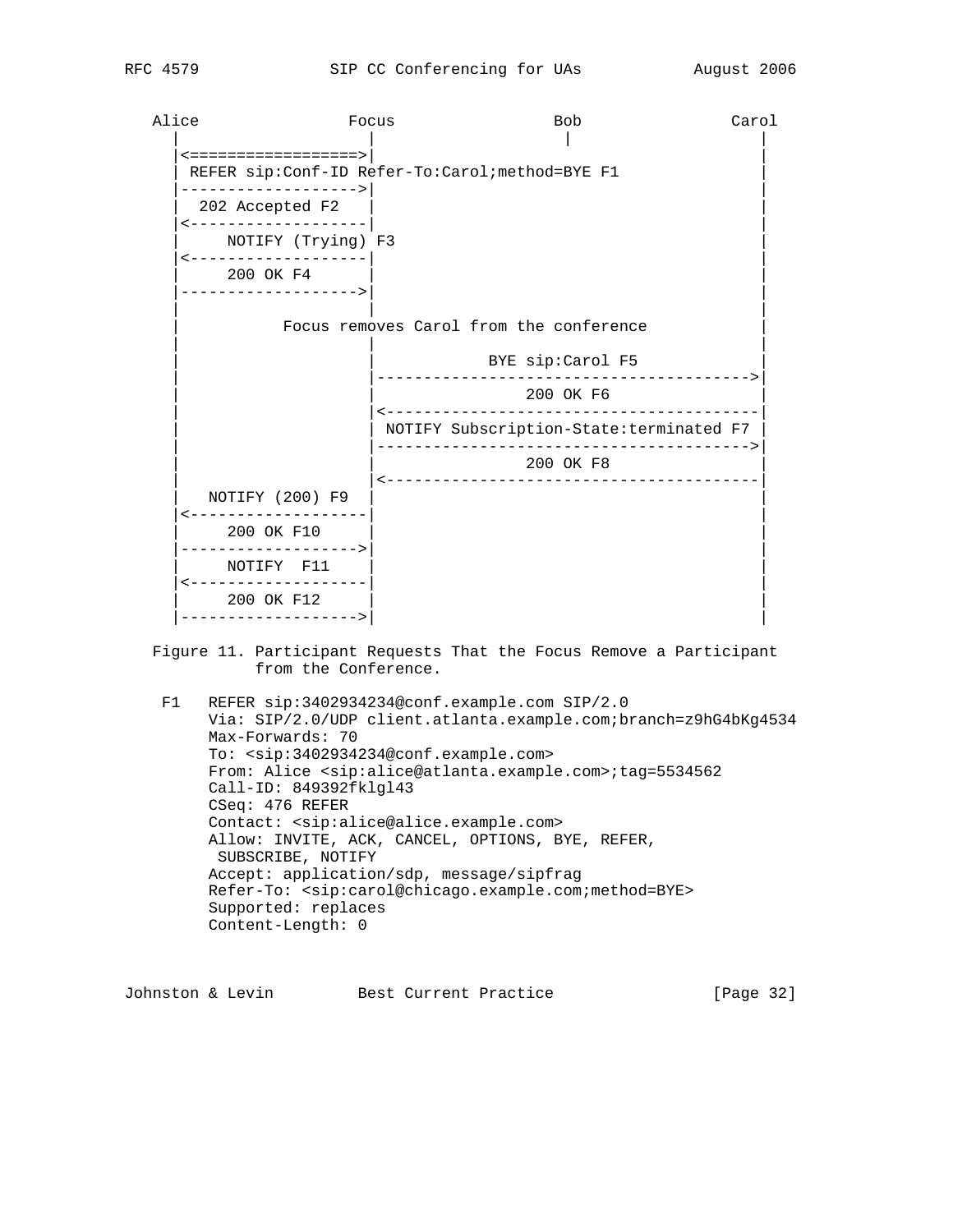```
   Alice                Focus               Bob              Carol
     |                    |                  |                  |
     |<==================>|                                     |
     | REFER sip:Conf-ID Refer-To:Carol;method=BYE F1           |
     |------------------->|                                     |
     |  202 Accepted F2   |                                     |
     |<-------------------|                                     |
     |     NOTIFY (Trying) F3                                   |
     |<-------------------|                                     |
     |     200 OK F4      |                                     |
     |------------------->|                                     |
     |                    |                                     |
     |           Focus removes Carol from the conference        |
     |                    |                                     |
     |                    |            BYE sip:Carol F5         |
     |                    |------------------------------------>|
     |                    |                 200 OK F6           |
     |                    |<------------------------------------|
     |                    | NOTIFY Subscription-State:terminated F7 |
     |                    |------------------------------------>|
     |                    |                 200 OK F8           |
     |                    |<------------------------------------|
     |   NOTIFY (200) F9  |                                     |
     |<-------------------|                                     |
     |     200 OK F10     |                                     |
     |------------------->|                                     |
     |     NOTIFY  F11    |                                     |
     |<-------------------|                                     |
     |     200 OK F12     |                                     |
     |------------------->|                                     |
```

Figure 11. Participant Requests That the Focus Remove a Participant from the Conference.

```
 F1   REFER sip:3402934234@conf.example.com SIP/2.0
      Via: SIP/2.0/UDP client.atlanta.example.com;branch=z9hG4bKg4534
      Max-Forwards: 70
      To: <sip:3402934234@conf.example.com>
      From: Alice <sip:alice@atlanta.example.com>;tag=5534562
      Call-ID: 849392fklgl43
      CSeq: 476 REFER
      Contact: <sip:alice@alice.example.com>
      Allow: INVITE, ACK, CANCEL, OPTIONS, BYE, REFER,
       SUBSCRIBE, NOTIFY
      Accept: application/sdp, message/sipfrag
      Refer-To: <sip:carol@chicago.example.com;method=BYE>
      Supported: replaces
      Content-Length: 0
```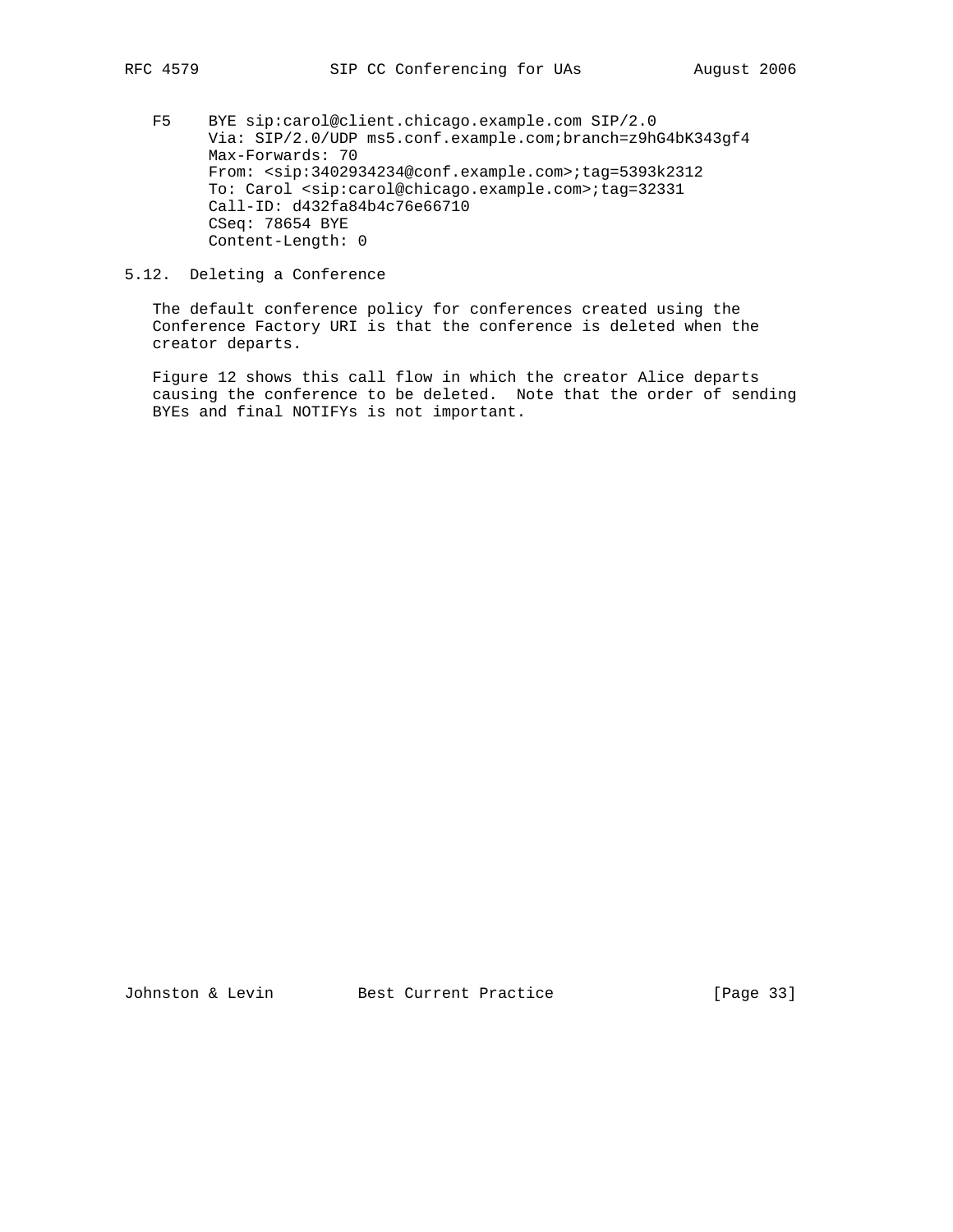```
F5    BYE sip:carol@client.chicago.example.com SIP/2.0
      Via: SIP/2.0/UDP ms5.conf.example.com;branch=z9hG4bK343gf4
      Max-Forwards: 70
      From: <sip:3402934234@conf.example.com>;tag=5393k2312
      To: Carol <sip:carol@chicago.example.com>;tag=32331
      Call-ID: d432fa84b4c76e66710
      CSeq: 78654 BYE
      Content-Length: 0
```

## 5.12. Deleting a Conference

The default conference policy for conferences created using the Conference Factory URI is that the conference is deleted when the creator departs.

Figure 12 shows this call flow in which the creator Alice departs causing the conference to be deleted. Note that the order of sending BYEs and final NOTIFYs is not important.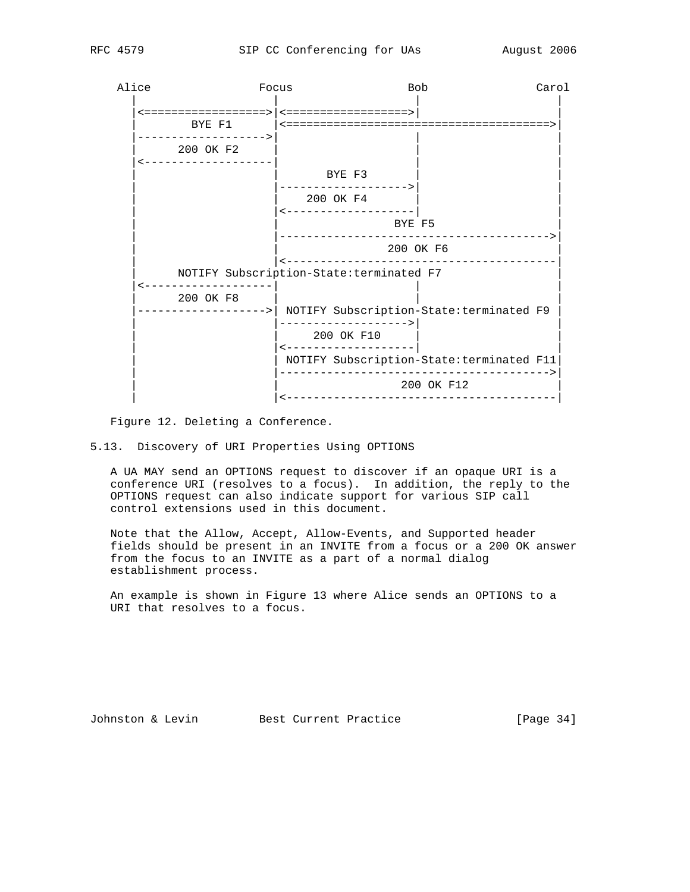```
    Alice                Focus                Bob              Carol
      |                    |                    |                  |
      |<==================>|<==================>|                  |
      |        BYE F1      |<=====================================>|
      |------------------->|                    |                  |
      |      200 OK F2     |                    |                  |
      |<-------------------|                    |                  |
      |                    |         BYE F3     |                  |
      |                    |------------------->|                  |
      |                    |     200 OK F4      |                  |
      |                    |<-------------------|                  |
      |                    |                  BYE F5               |
      |                    |-------------------------------------->|
      |                    |                200 OK F6              |
      |                    |<--------------------------------------|
      |      NOTIFY Subscription-State:terminated F7               |
      |<-------------------|                    |                  |
      |      200 OK F8     |                    |                  |
      |------------------->| NOTIFY Subscription-State:terminated F9 |
      |                    |------------------->|                  |
      |                    |     200 OK F10     |                  |
      |                    |<-------------------|                  |
      |                    | NOTIFY Subscription-State:terminated F11|
      |                    |-------------------------------------->|
      |                    |                  200 OK F12           |
      |                    |<--------------------------------------|
```

Figure 12. Deleting a Conference.

### 5.13. Discovery of URI Properties Using OPTIONS

A UA MAY send an OPTIONS request to discover if an opaque URI is a conference URI (resolves to a focus). In addition, the reply to the OPTIONS request can also indicate support for various SIP call control extensions used in this document.

Note that the Allow, Accept, Allow-Events, and Supported header fields should be present in an INVITE from a focus or a 200 OK answer from the focus to an INVITE as a part of a normal dialog establishment process.

An example is shown in Figure 13 where Alice sends an OPTIONS to a URI that resolves to a focus.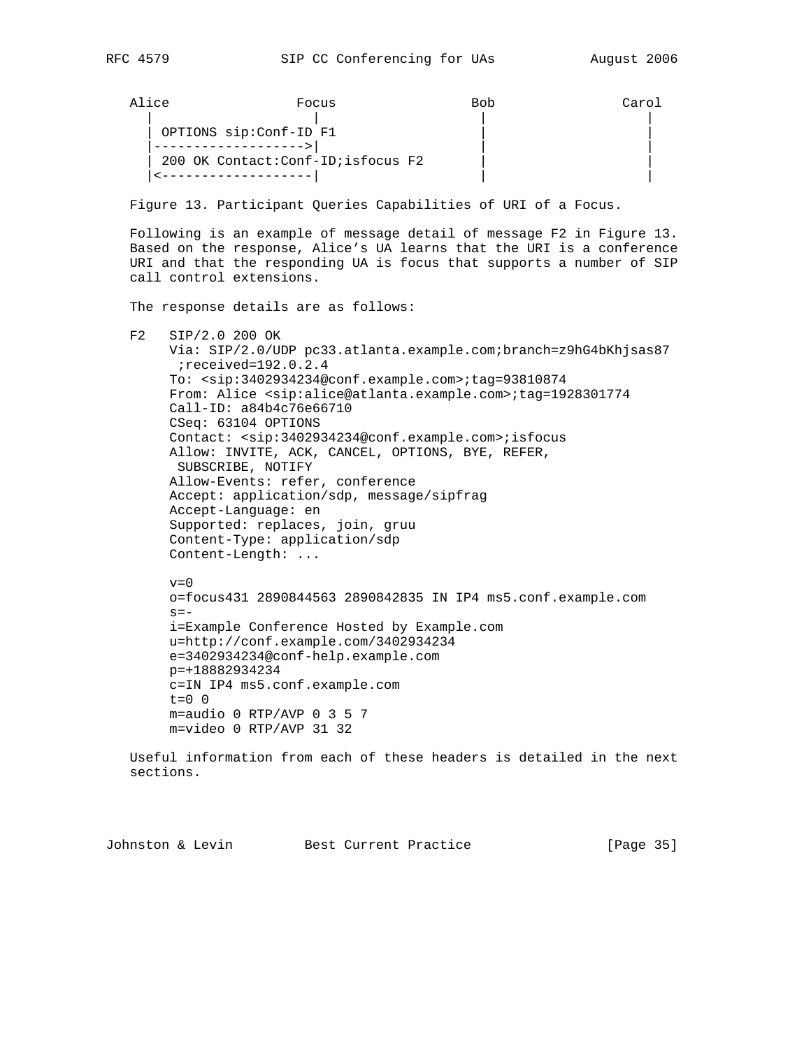```
Alice               Focus               Bob               Carol
  |                   |                   |                   |
  | OPTIONS sip:Conf-ID F1                |                   |
  |------------------>|                   |                   |
  | 200 OK Contact:Conf-ID;isfocus F2     |                   |
  |<------------------|                   |                   |
```

Figure 13. Participant Queries Capabilities of URI of a Focus.

Following is an example of message detail of message F2 in Figure 13. Based on the response, Alice's UA learns that the URI is a conference URI and that the responding UA is focus that supports a number of SIP call control extensions.

The response details are as follows:

```
F2   SIP/2.0 200 OK
     Via: SIP/2.0/UDP pc33.atlanta.example.com;branch=z9hG4bKhjsas87
      ;received=192.0.2.4
     To: <sip:3402934234@conf.example.com>;tag=93810874
     From: Alice <sip:alice@atlanta.example.com>;tag=1928301774
     Call-ID: a84b4c76e66710
     CSeq: 63104 OPTIONS
     Contact: <sip:3402934234@conf.example.com>;isfocus
     Allow: INVITE, ACK, CANCEL, OPTIONS, BYE, REFER,
      SUBSCRIBE, NOTIFY
     Allow-Events: refer, conference
     Accept: application/sdp, message/sipfrag
     Accept-Language: en
     Supported: replaces, join, gruu
     Content-Type: application/sdp
     Content-Length: ...

     v=0
     o=focus431 2890844563 2890842835 IN IP4 ms5.conf.example.com
     s=-
     i=Example Conference Hosted by Example.com
     u=http://conf.example.com/3402934234
     e=3402934234@conf-help.example.com
     p=+18882934234
     c=IN IP4 ms5.conf.example.com
     t=0 0
     m=audio 0 RTP/AVP 0 3 5 7
     m=video 0 RTP/AVP 31 32
```

Useful information from each of these headers is detailed in the next sections.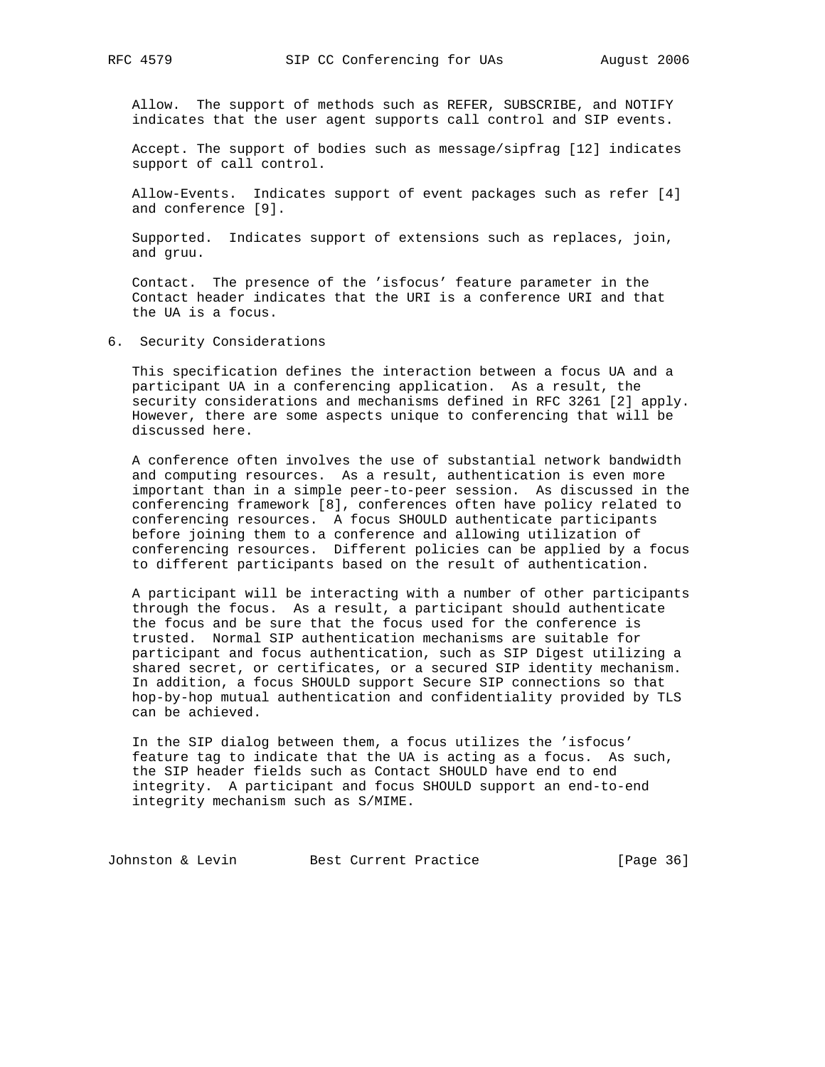Allow. The support of methods such as REFER, SUBSCRIBE, and NOTIFY indicates that the user agent supports call control and SIP events.

Accept. The support of bodies such as message/sipfrag [12] indicates support of call control.

Allow-Events. Indicates support of event packages such as refer [4] and conference [9].

Supported. Indicates support of extensions such as replaces, join, and gruu.

Contact. The presence of the 'isfocus' feature parameter in the Contact header indicates that the URI is a conference URI and that the UA is a focus.

## 6. Security Considerations

This specification defines the interaction between a focus UA and a participant UA in a conferencing application. As a result, the security considerations and mechanisms defined in RFC 3261 [2] apply. However, there are some aspects unique to conferencing that will be discussed here.

A conference often involves the use of substantial network bandwidth and computing resources. As a result, authentication is even more important than in a simple peer-to-peer session. As discussed in the conferencing framework [8], conferences often have policy related to conferencing resources. A focus SHOULD authenticate participants before joining them to a conference and allowing utilization of conferencing resources. Different policies can be applied by a focus to different participants based on the result of authentication.

A participant will be interacting with a number of other participants through the focus. As a result, a participant should authenticate the focus and be sure that the focus used for the conference is trusted. Normal SIP authentication mechanisms are suitable for participant and focus authentication, such as SIP Digest utilizing a shared secret, or certificates, or a secured SIP identity mechanism. In addition, a focus SHOULD support Secure SIP connections so that hop-by-hop mutual authentication and confidentiality provided by TLS can be achieved.

In the SIP dialog between them, a focus utilizes the 'isfocus' feature tag to indicate that the UA is acting as a focus. As such, the SIP header fields such as Contact SHOULD have end to end integrity. A participant and focus SHOULD support an end-to-end integrity mechanism such as S/MIME.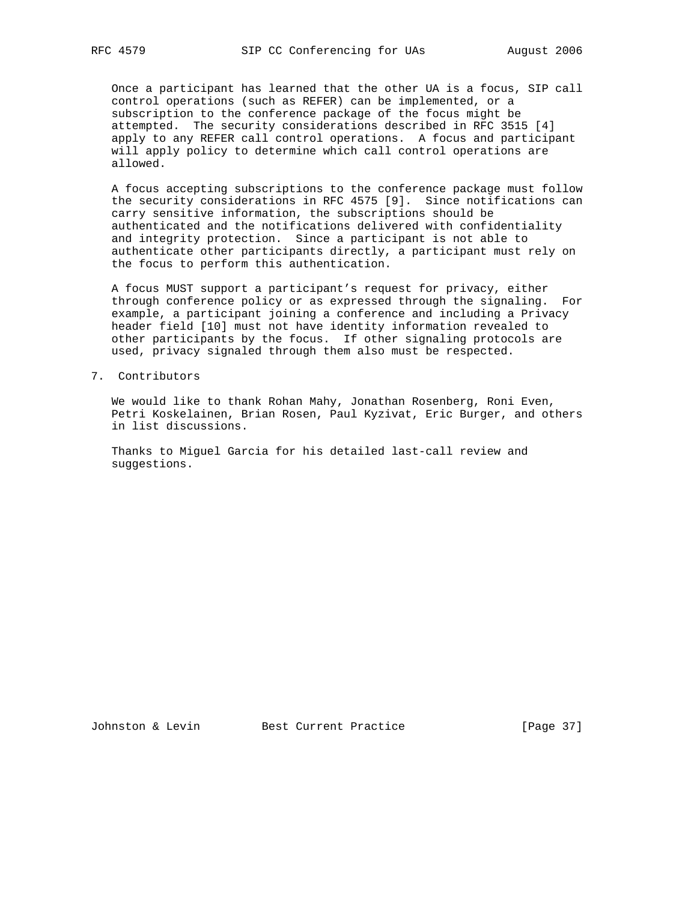Once a participant has learned that the other UA is a focus, SIP call control operations (such as REFER) can be implemented, or a subscription to the conference package of the focus might be attempted. The security considerations described in RFC 3515 [4] apply to any REFER call control operations. A focus and participant will apply policy to determine which call control operations are allowed.

A focus accepting subscriptions to the conference package must follow the security considerations in RFC 4575 [9]. Since notifications can carry sensitive information, the subscriptions should be authenticated and the notifications delivered with confidentiality and integrity protection. Since a participant is not able to authenticate other participants directly, a participant must rely on the focus to perform this authentication.

A focus MUST support a participant's request for privacy, either through conference policy or as expressed through the signaling. For example, a participant joining a conference and including a Privacy header field [10] must not have identity information revealed to other participants by the focus. If other signaling protocols are used, privacy signaled through them also must be respected.

## 7. Contributors

We would like to thank Rohan Mahy, Jonathan Rosenberg, Roni Even, Petri Koskelainen, Brian Rosen, Paul Kyzivat, Eric Burger, and others in list discussions.

Thanks to Miguel Garcia for his detailed last-call review and suggestions.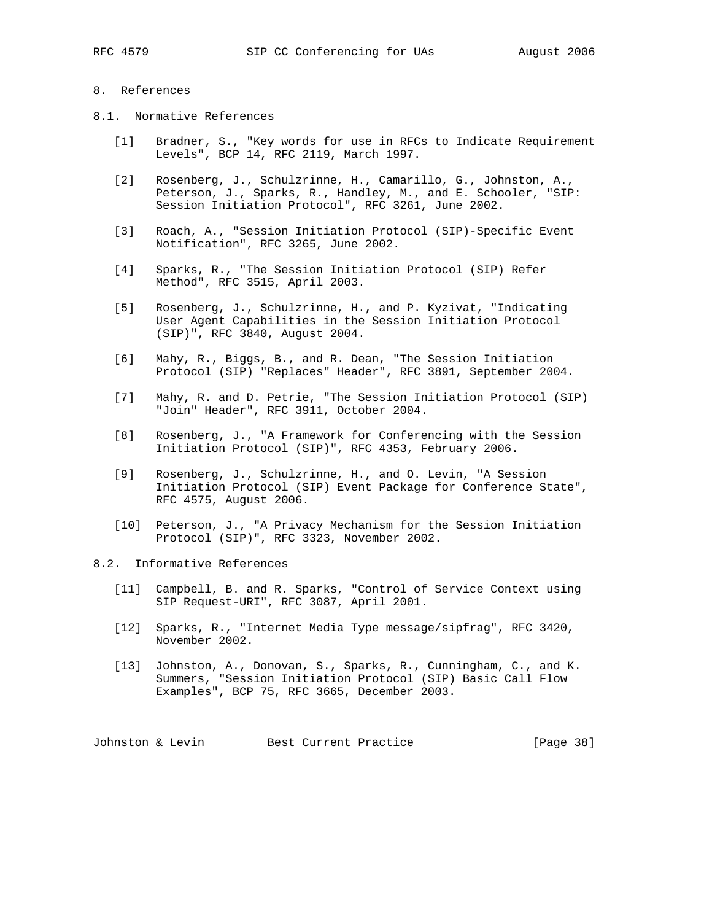## 8. References

### 8.1. Normative References

[1] Bradner, S., "Key words for use in RFCs to Indicate Requirement Levels", BCP 14, RFC 2119, March 1997.

[2] Rosenberg, J., Schulzrinne, H., Camarillo, G., Johnston, A., Peterson, J., Sparks, R., Handley, M., and E. Schooler, "SIP: Session Initiation Protocol", RFC 3261, June 2002.

[3] Roach, A., "Session Initiation Protocol (SIP)-Specific Event Notification", RFC 3265, June 2002.

[4] Sparks, R., "The Session Initiation Protocol (SIP) Refer Method", RFC 3515, April 2003.

[5] Rosenberg, J., Schulzrinne, H., and P. Kyzivat, "Indicating User Agent Capabilities in the Session Initiation Protocol (SIP)", RFC 3840, August 2004.

[6] Mahy, R., Biggs, B., and R. Dean, "The Session Initiation Protocol (SIP) "Replaces" Header", RFC 3891, September 2004.

[7] Mahy, R. and D. Petrie, "The Session Initiation Protocol (SIP) "Join" Header", RFC 3911, October 2004.

[8] Rosenberg, J., "A Framework for Conferencing with the Session Initiation Protocol (SIP)", RFC 4353, February 2006.

[9] Rosenberg, J., Schulzrinne, H., and O. Levin, "A Session Initiation Protocol (SIP) Event Package for Conference State", RFC 4575, August 2006.

[10] Peterson, J., "A Privacy Mechanism for the Session Initiation Protocol (SIP)", RFC 3323, November 2002.

### 8.2. Informative References

[11] Campbell, B. and R. Sparks, "Control of Service Context using SIP Request-URI", RFC 3087, April 2001.

[12] Sparks, R., "Internet Media Type message/sipfrag", RFC 3420, November 2002.

[13] Johnston, A., Donovan, S., Sparks, R., Cunningham, C., and K. Summers, "Session Initiation Protocol (SIP) Basic Call Flow Examples", BCP 75, RFC 3665, December 2003.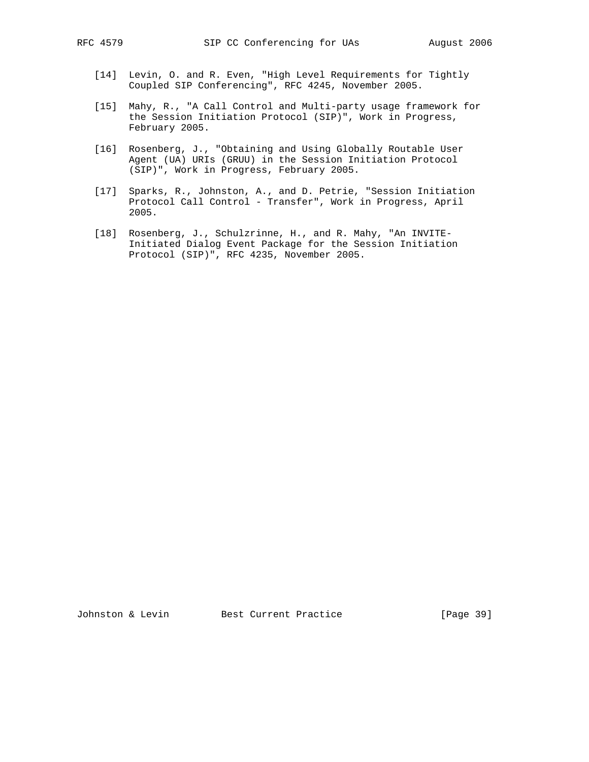[14] Levin, O. and R. Even, "High Level Requirements for Tightly Coupled SIP Conferencing", RFC 4245, November 2005.

[15] Mahy, R., "A Call Control and Multi-party usage framework for the Session Initiation Protocol (SIP)", Work in Progress, February 2005.

[16] Rosenberg, J., "Obtaining and Using Globally Routable User Agent (UA) URIs (GRUU) in the Session Initiation Protocol (SIP)", Work in Progress, February 2005.

[17] Sparks, R., Johnston, A., and D. Petrie, "Session Initiation Protocol Call Control - Transfer", Work in Progress, April 2005.

[18] Rosenberg, J., Schulzrinne, H., and R. Mahy, "An INVITE-Initiated Dialog Event Package for the Session Initiation Protocol (SIP)", RFC 4235, November 2005.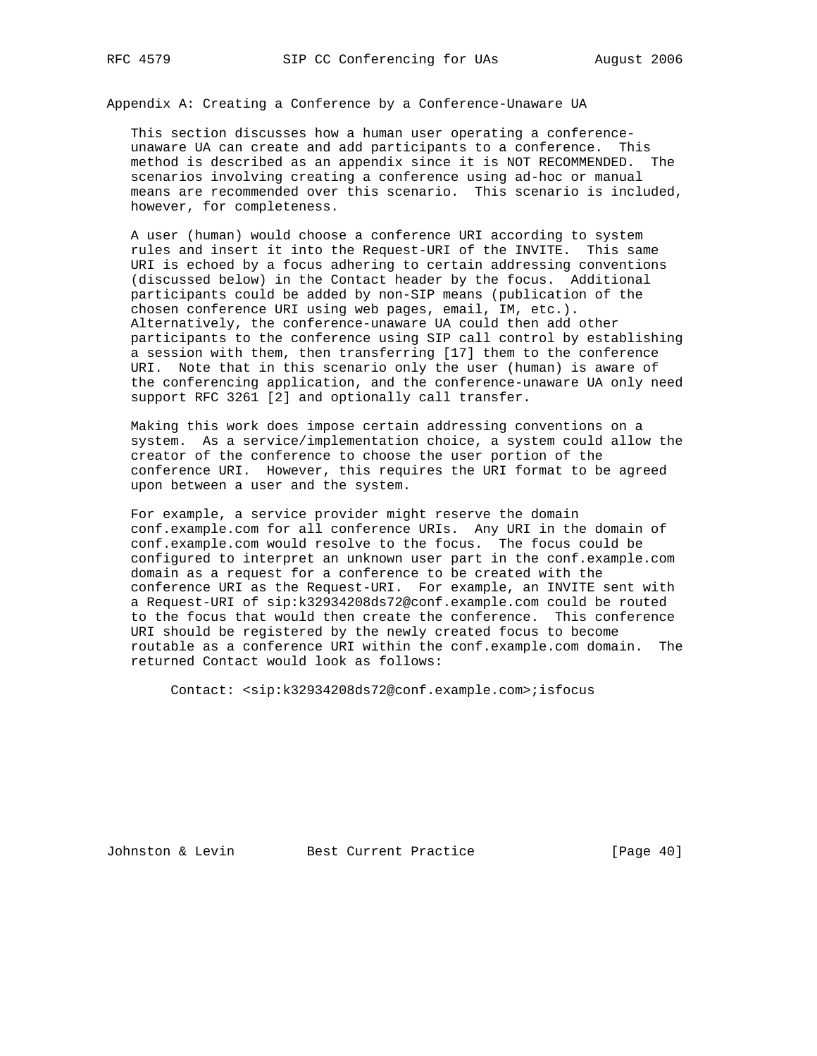## Appendix A: Creating a Conference by a Conference-Unaware UA

This section discusses how a human user operating a conference-unaware UA can create and add participants to a conference. This method is described as an appendix since it is NOT RECOMMENDED. The scenarios involving creating a conference using ad-hoc or manual means are recommended over this scenario. This scenario is included, however, for completeness.

A user (human) would choose a conference URI according to system rules and insert it into the Request-URI of the INVITE. This same URI is echoed by a focus adhering to certain addressing conventions (discussed below) in the Contact header by the focus. Additional participants could be added by non-SIP means (publication of the chosen conference URI using web pages, email, IM, etc.). Alternatively, the conference-unaware UA could then add other participants to the conference using SIP call control by establishing a session with them, then transferring [17] them to the conference URI. Note that in this scenario only the user (human) is aware of the conferencing application, and the conference-unaware UA only need support RFC 3261 [2] and optionally call transfer.

Making this work does impose certain addressing conventions on a system. As a service/implementation choice, a system could allow the creator of the conference to choose the user portion of the conference URI. However, this requires the URI format to be agreed upon between a user and the system.

For example, a service provider might reserve the domain conf.example.com for all conference URIs. Any URI in the domain of conf.example.com would resolve to the focus. The focus could be configured to interpret an unknown user part in the conf.example.com domain as a request for a conference to be created with the conference URI as the Request-URI. For example, an INVITE sent with a Request-URI of sip:k32934208ds72@conf.example.com could be routed to the focus that would then create the conference. This conference URI should be registered by the newly created focus to become routable as a conference URI within the conf.example.com domain. The returned Contact would look as follows:

```
Contact: <sip:k32934208ds72@conf.example.com>;isfocus
```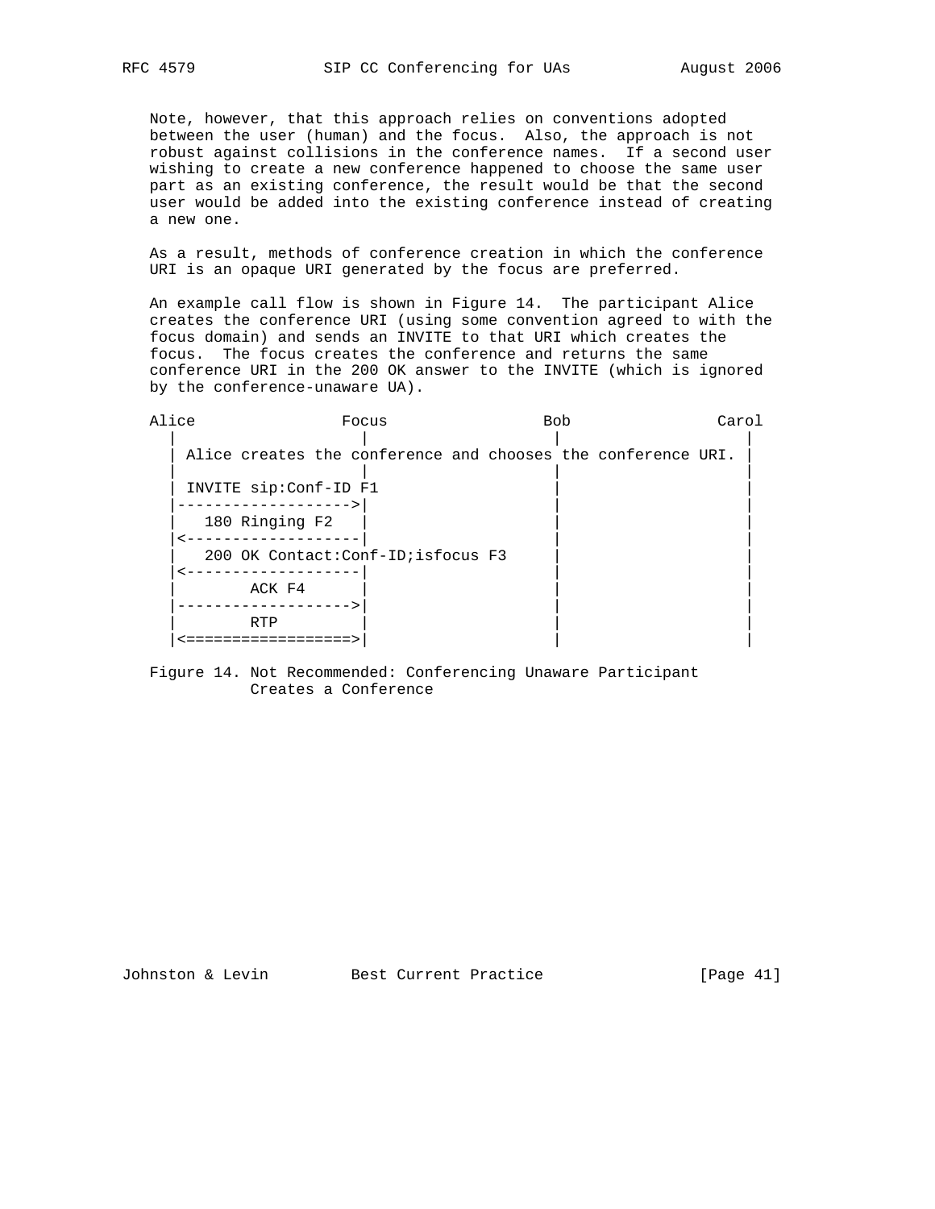Note, however, that this approach relies on conventions adopted between the user (human) and the focus. Also, the approach is not robust against collisions in the conference names. If a second user wishing to create a new conference happened to choose the same user part as an existing conference, the result would be that the second user would be added into the existing conference instead of creating a new one.

As a result, methods of conference creation in which the conference URI is an opaque URI generated by the focus are preferred.

An example call flow is shown in Figure 14. The participant Alice creates the conference URI (using some convention agreed to with the focus domain) and sends an INVITE to that URI which creates the focus. The focus creates the conference and returns the same conference URI in the 200 OK answer to the INVITE (which is ignored by the conference-unaware UA).

```
Alice               Focus                 Bob              Carol
  |                   |                    |                  |
  | Alice creates the conference and chooses the conference URI. |
  |                   |                    |                  |
  | INVITE sip:Conf-ID F1                  |                  |
  |------------------>|                    |                  |
  |   180 Ringing F2  |                    |                  |
  |<------------------|                    |                  |
  |   200 OK Contact:Conf-ID;isfocus F3    |                  |
  |<------------------|                    |                  |
  |        ACK F4     |                    |                  |
  |------------------>|                    |                  |
  |        RTP        |                    |                  |
  |<=================>|                    |                  |
```

Figure 14. Not Recommended: Conferencing Unaware Participant Creates a Conference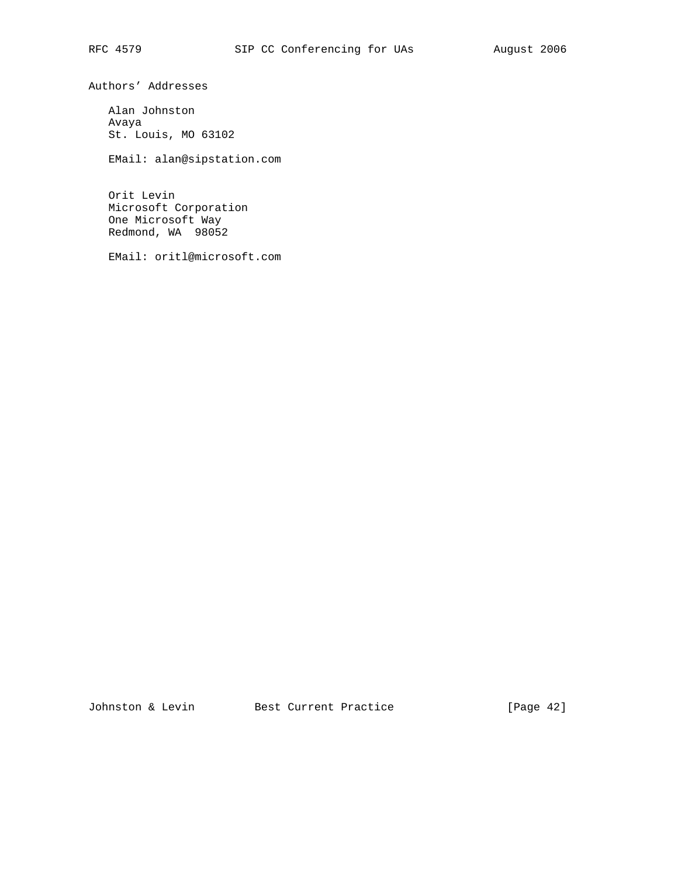## Authors' Addresses

Alan Johnston
Avaya
St. Louis, MO 63102

EMail: alan@sipstation.com

Orit Levin
Microsoft Corporation
One Microsoft Way
Redmond, WA 98052

EMail: oritl@microsoft.com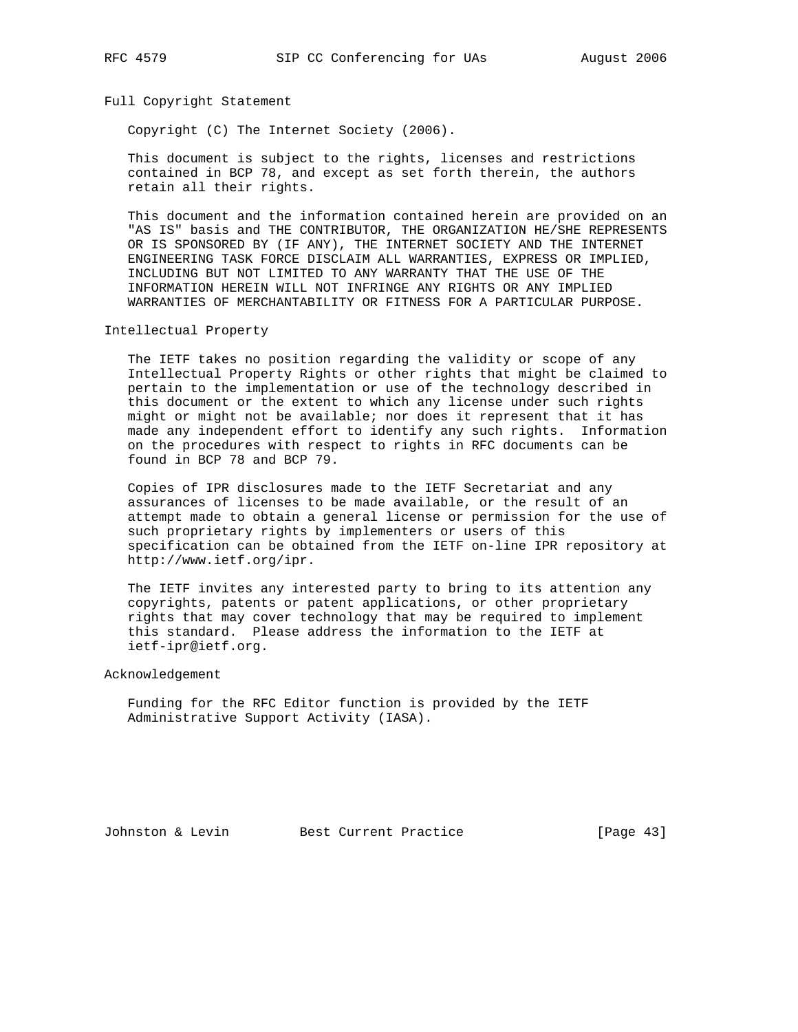## Full Copyright Statement

Copyright (C) The Internet Society (2006).

This document is subject to the rights, licenses and restrictions contained in BCP 78, and except as set forth therein, the authors retain all their rights.

This document and the information contained herein are provided on an "AS IS" basis and THE CONTRIBUTOR, THE ORGANIZATION HE/SHE REPRESENTS OR IS SPONSORED BY (IF ANY), THE INTERNET SOCIETY AND THE INTERNET ENGINEERING TASK FORCE DISCLAIM ALL WARRANTIES, EXPRESS OR IMPLIED, INCLUDING BUT NOT LIMITED TO ANY WARRANTY THAT THE USE OF THE INFORMATION HEREIN WILL NOT INFRINGE ANY RIGHTS OR ANY IMPLIED WARRANTIES OF MERCHANTABILITY OR FITNESS FOR A PARTICULAR PURPOSE.

## Intellectual Property

The IETF takes no position regarding the validity or scope of any Intellectual Property Rights or other rights that might be claimed to pertain to the implementation or use of the technology described in this document or the extent to which any license under such rights might or might not be available; nor does it represent that it has made any independent effort to identify any such rights. Information on the procedures with respect to rights in RFC documents can be found in BCP 78 and BCP 79.

Copies of IPR disclosures made to the IETF Secretariat and any assurances of licenses to be made available, or the result of an attempt made to obtain a general license or permission for the use of such proprietary rights by implementers or users of this specification can be obtained from the IETF on-line IPR repository at http://www.ietf.org/ipr.

The IETF invites any interested party to bring to its attention any copyrights, patents or patent applications, or other proprietary rights that may cover technology that may be required to implement this standard. Please address the information to the IETF at ietf-ipr@ietf.org.

## Acknowledgement

Funding for the RFC Editor function is provided by the IETF Administrative Support Activity (IASA).